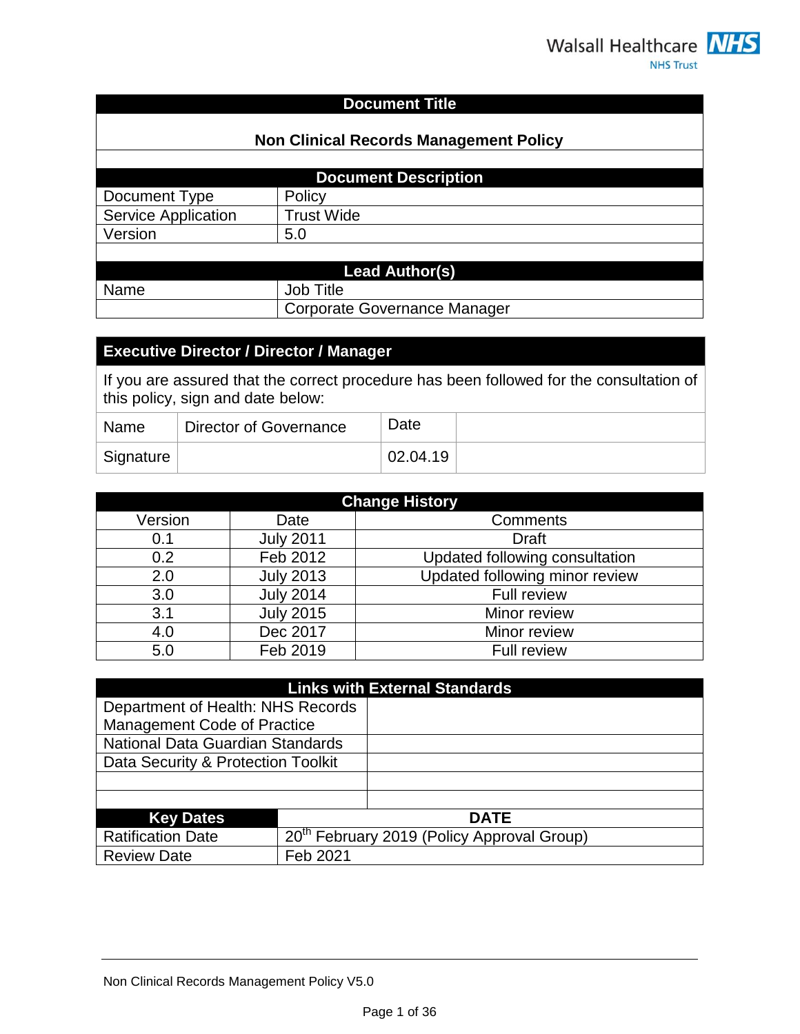Walsall Healthcare NHS Trust

| Document Title | |
|---|---|
| **Non Clinical Records Management Policy** | |
| | |
| **Document Description** | |
| Document Type | Policy |
| Service Application | Trust Wide |
| Version | 5.0 |
| | |
| **Lead Author(s)** | |
| Name | Job Title |
| | Corporate Governance Manager |

| Executive Director / Director / Manager | | | |
|---|---|---|---|
| If you are assured that the correct procedure has been followed for the consultation of this policy, sign and date below: | | | |
| Name | Director of Governance | Date | |
| Signature | | 02.04.19 | |

| Change History | | |
|---|---|---|
| Version | Date | Comments |
| 0.1 | July 2011 | Draft |
| 0.2 | Feb 2012 | Updated following consultation |
| 2.0 | July 2013 | Updated following minor review |
| 3.0 | July 2014 | Full review |
| 3.1 | July 2015 | Minor review |
| 4.0 | Dec 2017 | Minor review |
| 5.0 | Feb 2019 | Full review |

| Links with External Standards | |
|---|---|
| Department of Health: NHS Records Management Code of Practice | |
| National Data Guardian Standards | |
| Data Security & Protection Toolkit | |
| | |
| | |
| **Key Dates** | **DATE** |
| Ratification Date | 20th February 2019 (Policy Approval Group) |
| Review Date | Feb 2021 |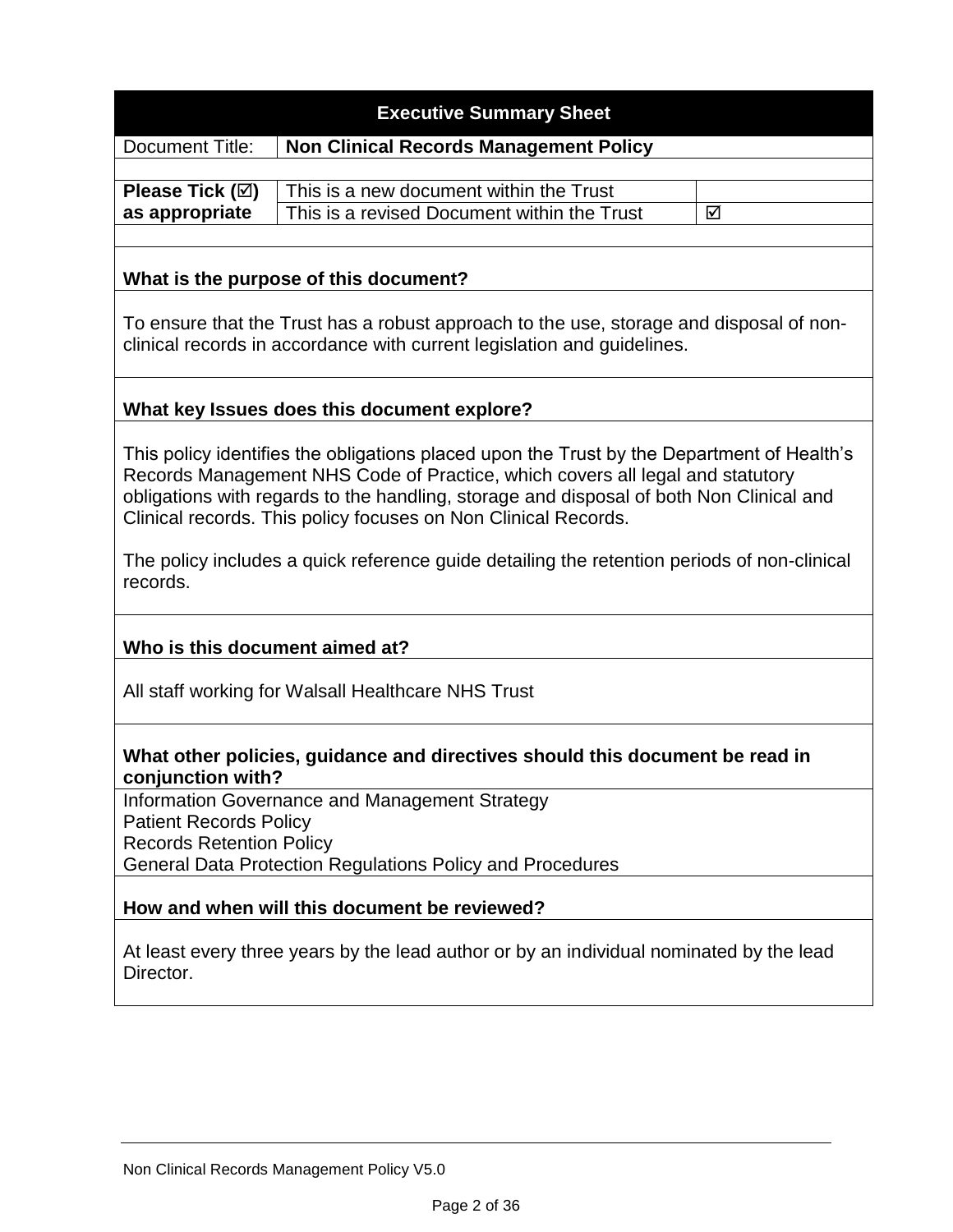| Executive Summary Sheet | | |
|---|---|---|
| Document Title: | **Non Clinical Records Management Policy** | |
| **Please Tick (☑) as appropriate** | This is a new document within the Trust | |
| | This is a revised Document within the Trust | ☑ |

**What is the purpose of this document?**

To ensure that the Trust has a robust approach to the use, storage and disposal of non-clinical records in accordance with current legislation and guidelines.

**What key Issues does this document explore?**

This policy identifies the obligations placed upon the Trust by the Department of Health's Records Management NHS Code of Practice, which covers all legal and statutory obligations with regards to the handling, storage and disposal of both Non Clinical and Clinical records. This policy focuses on Non Clinical Records.

The policy includes a quick reference guide detailing the retention periods of non-clinical records.

**Who is this document aimed at?**

All staff working for Walsall Healthcare NHS Trust

**What other policies, guidance and directives should this document be read in conjunction with?**

Information Governance and Management Strategy
Patient Records Policy
Records Retention Policy
General Data Protection Regulations Policy and Procedures

**How and when will this document be reviewed?**

At least every three years by the lead author or by an individual nominated by the lead Director.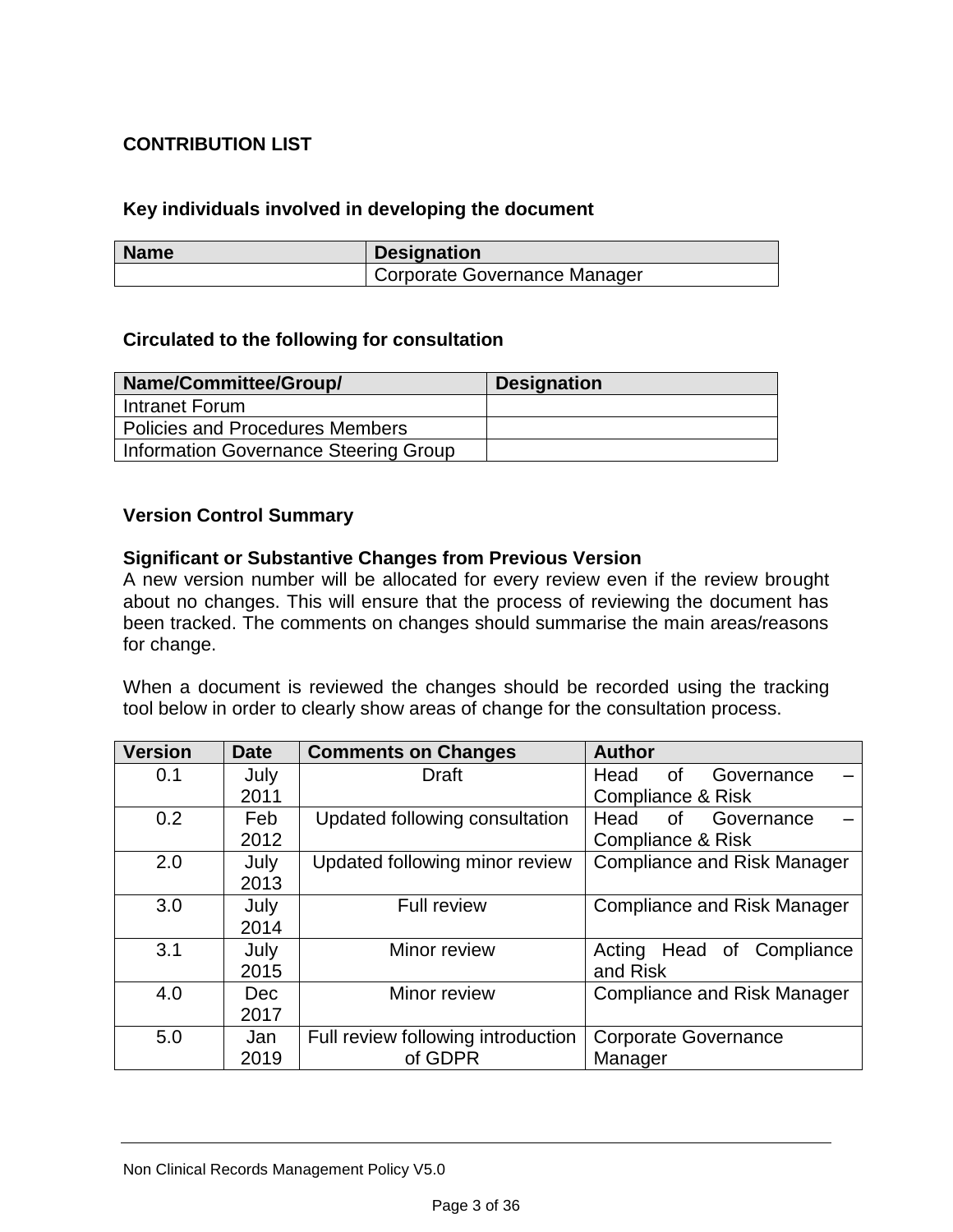**CONTRIBUTION LIST**

**Key individuals involved in developing the document**

| Name | Designation |
|---|---|
| | Corporate Governance Manager |

**Circulated to the following for consultation**

| Name/Committee/Group/ | Designation |
|---|---|
| Intranet Forum | |
| Policies and Procedures Members | |
| Information Governance Steering Group | |

**Version Control Summary**

**Significant or Substantive Changes from Previous Version**

A new version number will be allocated for every review even if the review brought about no changes. This will ensure that the process of reviewing the document has been tracked. The comments on changes should summarise the main areas/reasons for change.

When a document is reviewed the changes should be recorded using the tracking tool below in order to clearly show areas of change for the consultation process.

| Version | Date | Comments on Changes | Author |
|---|---|---|---|
| 0.1 | July 2011 | Draft | Head of Governance – Compliance & Risk |
| 0.2 | Feb 2012 | Updated following consultation | Head of Governance – Compliance & Risk |
| 2.0 | July 2013 | Updated following minor review | Compliance and Risk Manager |
| 3.0 | July 2014 | Full review | Compliance and Risk Manager |
| 3.1 | July 2015 | Minor review | Acting Head of Compliance and Risk |
| 4.0 | Dec 2017 | Minor review | Compliance and Risk Manager |
| 5.0 | Jan 2019 | Full review following introduction of GDPR | Corporate Governance Manager |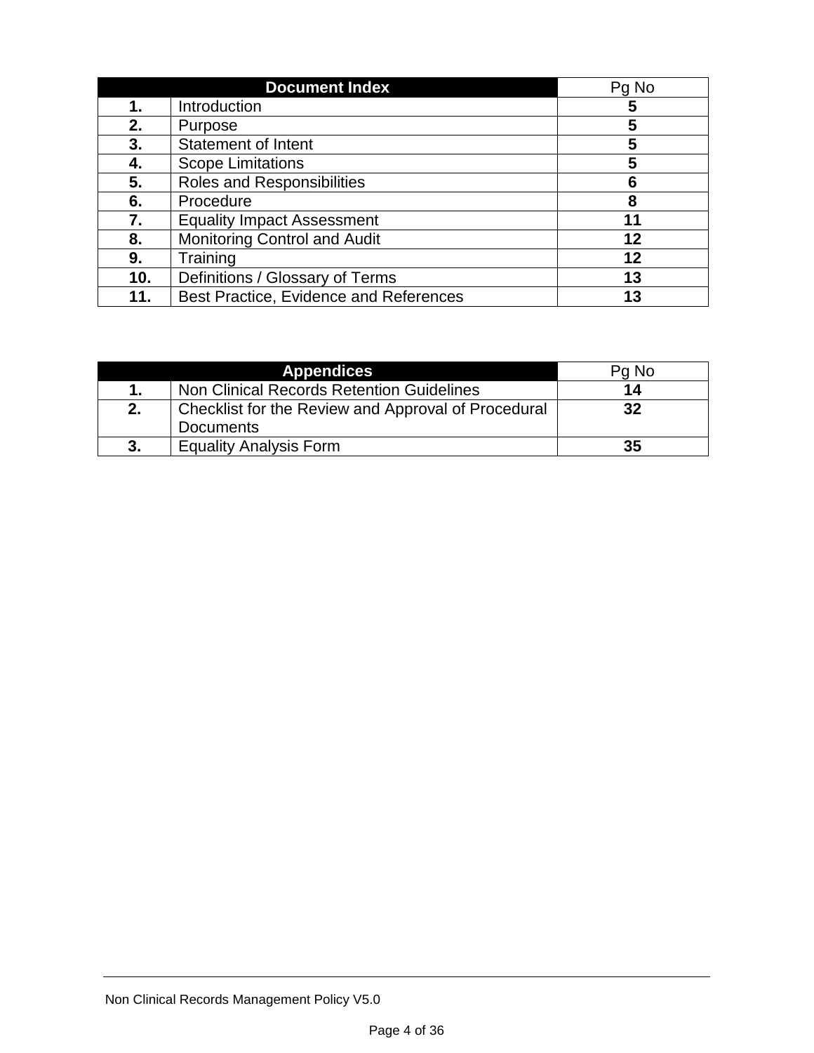| | Document Index | Pg No |
|---|---|---|
| **1.** | Introduction | **5** |
| **2.** | Purpose | **5** |
| **3.** | Statement of Intent | **5** |
| **4.** | Scope Limitations | **5** |
| **5.** | Roles and Responsibilities | **6** |
| **6.** | Procedure | **8** |
| **7.** | Equality Impact Assessment | **11** |
| **8.** | Monitoring Control and Audit | **12** |
| **9.** | Training | **12** |
| **10.** | Definitions / Glossary of Terms | **13** |
| **11.** | Best Practice, Evidence and References | **13** |

| | Appendices | Pg No |
|---|---|---|
| **1.** | Non Clinical Records Retention Guidelines | **14** |
| **2.** | Checklist for the Review and Approval of Procedural Documents | **32** |
| **3.** | Equality Analysis Form | **35** |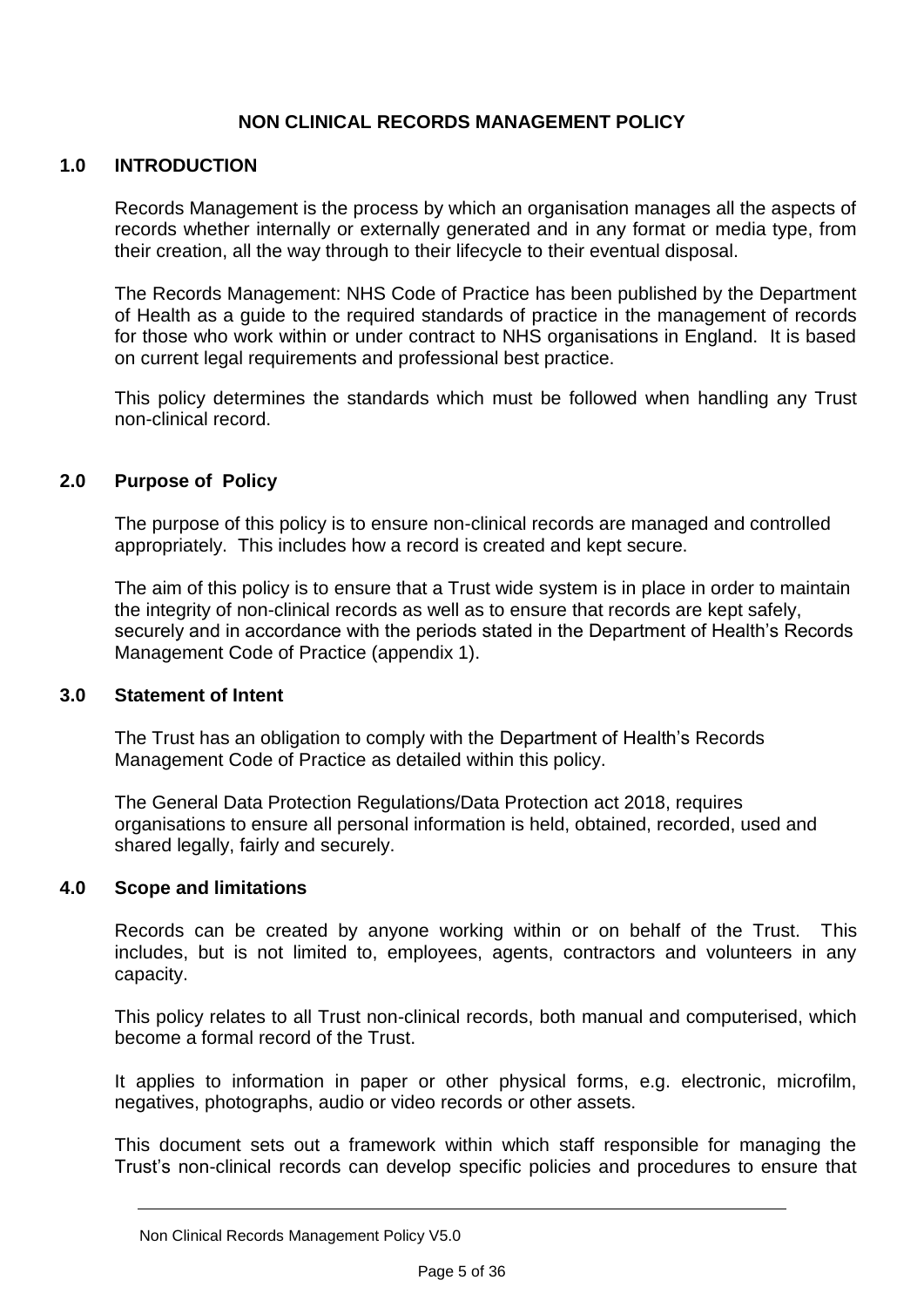# NON CLINICAL RECORDS MANAGEMENT POLICY

## 1.0 INTRODUCTION

Records Management is the process by which an organisation manages all the aspects of records whether internally or externally generated and in any format or media type, from their creation, all the way through to their lifecycle to their eventual disposal.

The Records Management: NHS Code of Practice has been published by the Department of Health as a guide to the required standards of practice in the management of records for those who work within or under contract to NHS organisations in England. It is based on current legal requirements and professional best practice.

This policy determines the standards which must be followed when handling any Trust non-clinical record.

## 2.0 Purpose of Policy

The purpose of this policy is to ensure non-clinical records are managed and controlled appropriately. This includes how a record is created and kept secure.

The aim of this policy is to ensure that a Trust wide system is in place in order to maintain the integrity of non-clinical records as well as to ensure that records are kept safely, securely and in accordance with the periods stated in the Department of Health's Records Management Code of Practice (appendix 1).

## 3.0 Statement of Intent

The Trust has an obligation to comply with the Department of Health's Records Management Code of Practice as detailed within this policy.

The General Data Protection Regulations/Data Protection act 2018, requires organisations to ensure all personal information is held, obtained, recorded, used and shared legally, fairly and securely.

## 4.0 Scope and limitations

Records can be created by anyone working within or on behalf of the Trust. This includes, but is not limited to, employees, agents, contractors and volunteers in any capacity.

This policy relates to all Trust non-clinical records, both manual and computerised, which become a formal record of the Trust.

It applies to information in paper or other physical forms, e.g. electronic, microfilm, negatives, photographs, audio or video records or other assets.

This document sets out a framework within which staff responsible for managing the Trust's non-clinical records can develop specific policies and procedures to ensure that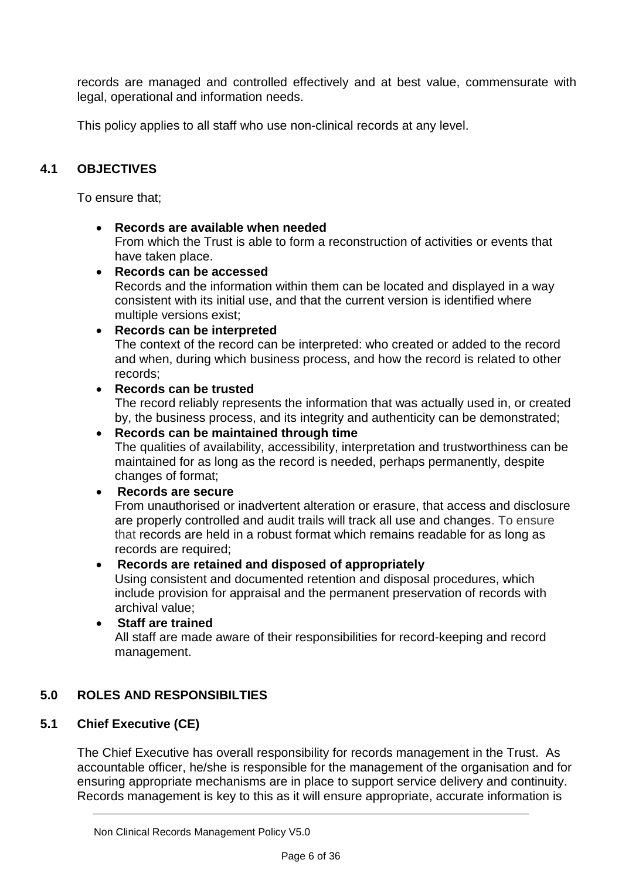records are managed and controlled effectively and at best value, commensurate with legal, operational and information needs.

This policy applies to all staff who use non-clinical records at any level.

## 4.1 OBJECTIVES

To ensure that;

- **Records are available when needed**
  From which the Trust is able to form a reconstruction of activities or events that have taken place.
- **Records can be accessed**
  Records and the information within them can be located and displayed in a way consistent with its initial use, and that the current version is identified where multiple versions exist;
- **Records can be interpreted**
  The context of the record can be interpreted: who created or added to the record and when, during which business process, and how the record is related to other records;
- **Records can be trusted**
  The record reliably represents the information that was actually used in, or created by, the business process, and its integrity and authenticity can be demonstrated;
- **Records can be maintained through time**
  The qualities of availability, accessibility, interpretation and trustworthiness can be maintained for as long as the record is needed, perhaps permanently, despite changes of format;
- **Records are secure**
  From unauthorised or inadvertent alteration or erasure, that access and disclosure are properly controlled and audit trails will track all use and changes. To ensure that records are held in a robust format which remains readable for as long as records are required;
- **Records are retained and disposed of appropriately**
  Using consistent and documented retention and disposal procedures, which include provision for appraisal and the permanent preservation of records with archival value;
- **Staff are trained**
  All staff are made aware of their responsibilities for record-keeping and record management.

## 5.0 ROLES AND RESPONSIBILTIES

## 5.1 Chief Executive (CE)

The Chief Executive has overall responsibility for records management in the Trust. As accountable officer, he/she is responsible for the management of the organisation and for ensuring appropriate mechanisms are in place to support service delivery and continuity. Records management is key to this as it will ensure appropriate, accurate information is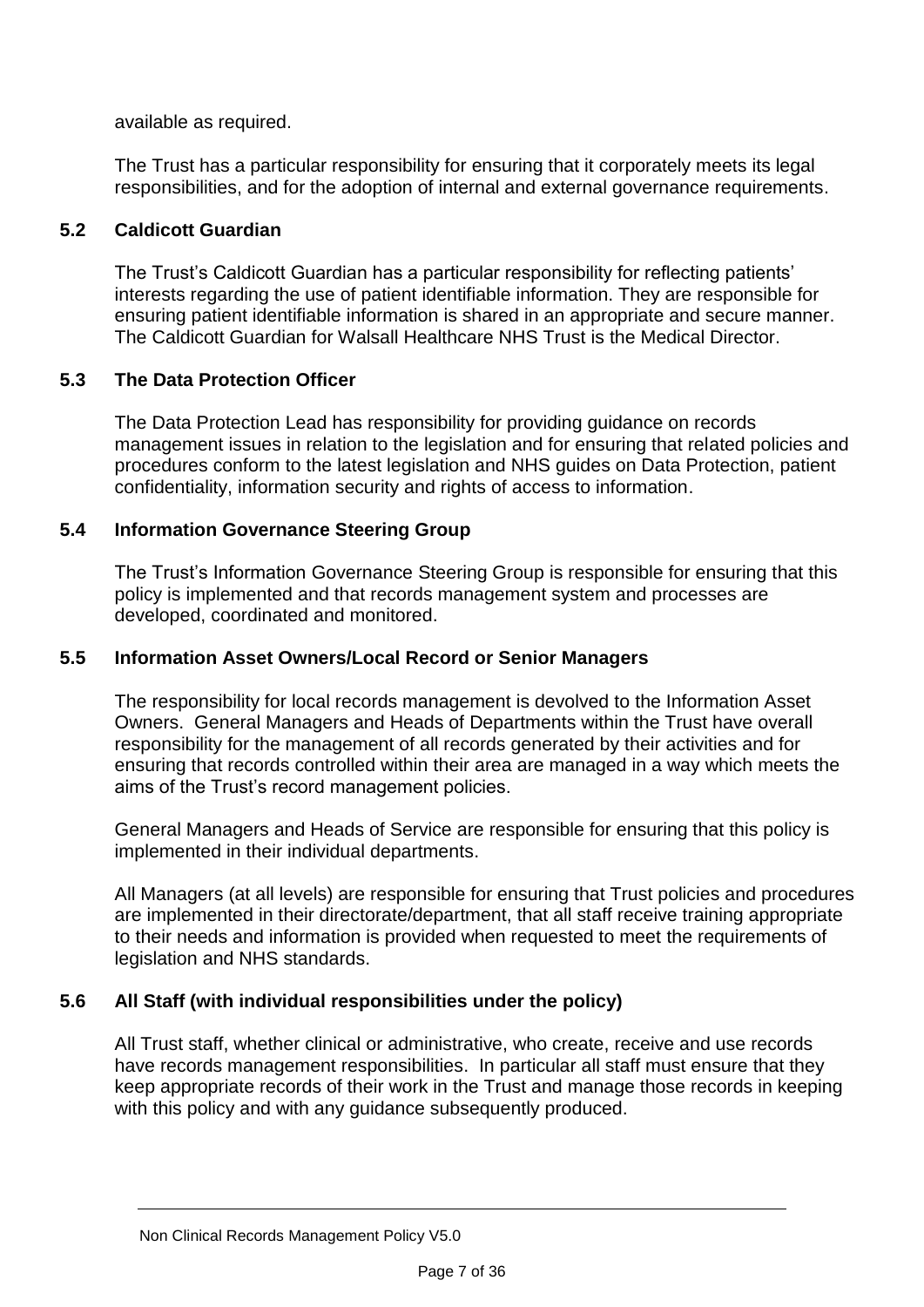available as required.

The Trust has a particular responsibility for ensuring that it corporately meets its legal responsibilities, and for the adoption of internal and external governance requirements.

### 5.2 Caldicott Guardian

The Trust's Caldicott Guardian has a particular responsibility for reflecting patients' interests regarding the use of patient identifiable information. They are responsible for ensuring patient identifiable information is shared in an appropriate and secure manner. The Caldicott Guardian for Walsall Healthcare NHS Trust is the Medical Director.

### 5.3 The Data Protection Officer

The Data Protection Lead has responsibility for providing guidance on records management issues in relation to the legislation and for ensuring that related policies and procedures conform to the latest legislation and NHS guides on Data Protection, patient confidentiality, information security and rights of access to information.

### 5.4 Information Governance Steering Group

The Trust's Information Governance Steering Group is responsible for ensuring that this policy is implemented and that records management system and processes are developed, coordinated and monitored.

### 5.5 Information Asset Owners/Local Record or Senior Managers

The responsibility for local records management is devolved to the Information Asset Owners. General Managers and Heads of Departments within the Trust have overall responsibility for the management of all records generated by their activities and for ensuring that records controlled within their area are managed in a way which meets the aims of the Trust's record management policies.

General Managers and Heads of Service are responsible for ensuring that this policy is implemented in their individual departments.

All Managers (at all levels) are responsible for ensuring that Trust policies and procedures are implemented in their directorate/department, that all staff receive training appropriate to their needs and information is provided when requested to meet the requirements of legislation and NHS standards.

### 5.6 All Staff (with individual responsibilities under the policy)

All Trust staff, whether clinical or administrative, who create, receive and use records have records management responsibilities. In particular all staff must ensure that they keep appropriate records of their work in the Trust and manage those records in keeping with this policy and with any guidance subsequently produced.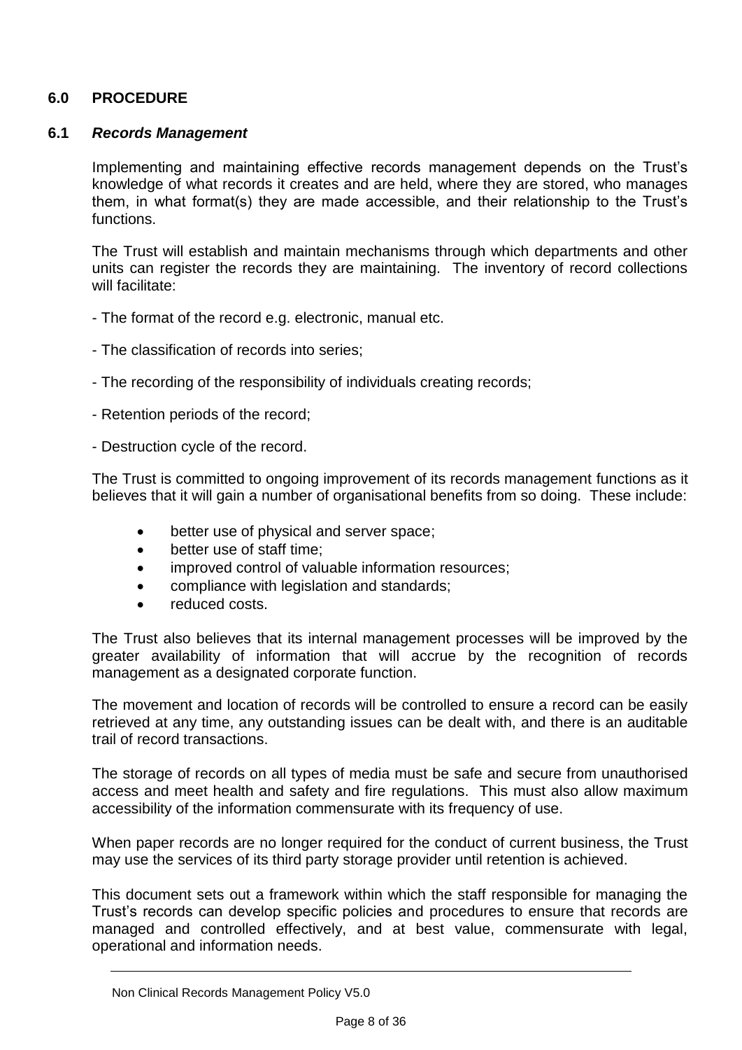## 6.0 PROCEDURE

### 6.1 *Records Management*

Implementing and maintaining effective records management depends on the Trust's knowledge of what records it creates and are held, where they are stored, who manages them, in what format(s) they are made accessible, and their relationship to the Trust's functions.

The Trust will establish and maintain mechanisms through which departments and other units can register the records they are maintaining. The inventory of record collections will facilitate:

- The format of the record e.g. electronic, manual etc.

- The classification of records into series;

- The recording of the responsibility of individuals creating records;

- Retention periods of the record;

- Destruction cycle of the record.

The Trust is committed to ongoing improvement of its records management functions as it believes that it will gain a number of organisational benefits from so doing. These include:

- better use of physical and server space;
- better use of staff time;
- improved control of valuable information resources;
- compliance with legislation and standards;
- reduced costs.

The Trust also believes that its internal management processes will be improved by the greater availability of information that will accrue by the recognition of records management as a designated corporate function.

The movement and location of records will be controlled to ensure a record can be easily retrieved at any time, any outstanding issues can be dealt with, and there is an auditable trail of record transactions.

The storage of records on all types of media must be safe and secure from unauthorised access and meet health and safety and fire regulations. This must also allow maximum accessibility of the information commensurate with its frequency of use.

When paper records are no longer required for the conduct of current business, the Trust may use the services of its third party storage provider until retention is achieved.

This document sets out a framework within which the staff responsible for managing the Trust's records can develop specific policies and procedures to ensure that records are managed and controlled effectively, and at best value, commensurate with legal, operational and information needs.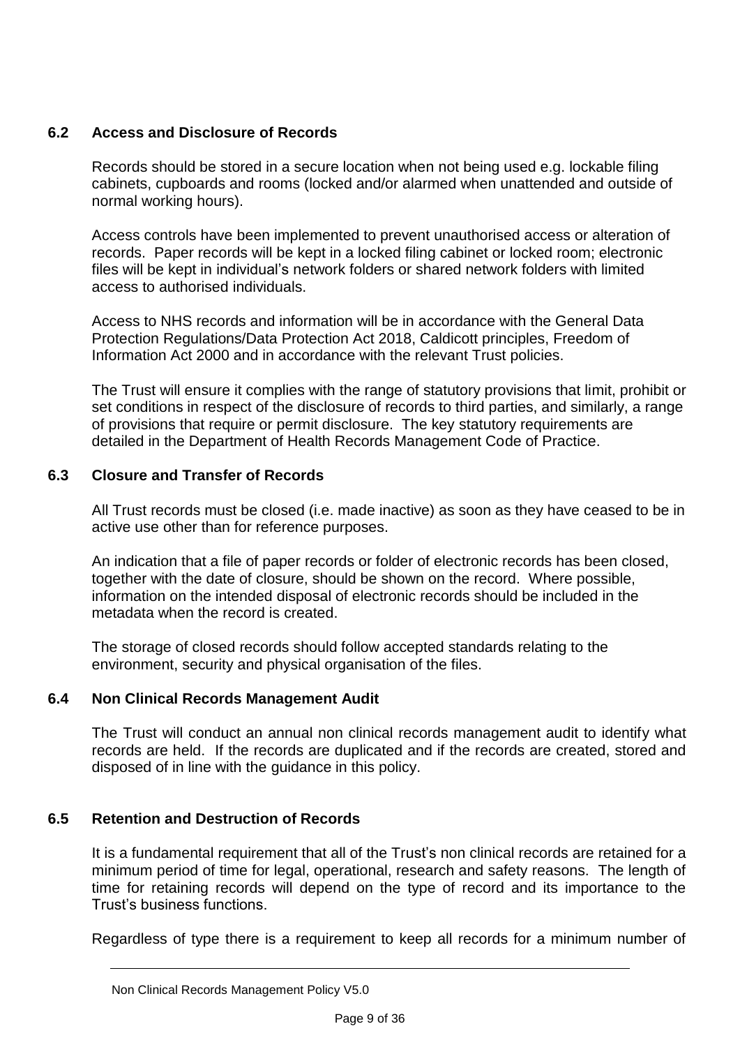### 6.2 Access and Disclosure of Records

Records should be stored in a secure location when not being used e.g. lockable filing cabinets, cupboards and rooms (locked and/or alarmed when unattended and outside of normal working hours).

Access controls have been implemented to prevent unauthorised access or alteration of records. Paper records will be kept in a locked filing cabinet or locked room; electronic files will be kept in individual's network folders or shared network folders with limited access to authorised individuals.

Access to NHS records and information will be in accordance with the General Data Protection Regulations/Data Protection Act 2018, Caldicott principles, Freedom of Information Act 2000 and in accordance with the relevant Trust policies.

The Trust will ensure it complies with the range of statutory provisions that limit, prohibit or set conditions in respect of the disclosure of records to third parties, and similarly, a range of provisions that require or permit disclosure. The key statutory requirements are detailed in the Department of Health Records Management Code of Practice.

### 6.3 Closure and Transfer of Records

All Trust records must be closed (i.e. made inactive) as soon as they have ceased to be in active use other than for reference purposes.

An indication that a file of paper records or folder of electronic records has been closed, together with the date of closure, should be shown on the record. Where possible, information on the intended disposal of electronic records should be included in the metadata when the record is created.

The storage of closed records should follow accepted standards relating to the environment, security and physical organisation of the files.

### 6.4 Non Clinical Records Management Audit

The Trust will conduct an annual non clinical records management audit to identify what records are held. If the records are duplicated and if the records are created, stored and disposed of in line with the guidance in this policy.

### 6.5 Retention and Destruction of Records

It is a fundamental requirement that all of the Trust's non clinical records are retained for a minimum period of time for legal, operational, research and safety reasons. The length of time for retaining records will depend on the type of record and its importance to the Trust's business functions.

Regardless of type there is a requirement to keep all records for a minimum number of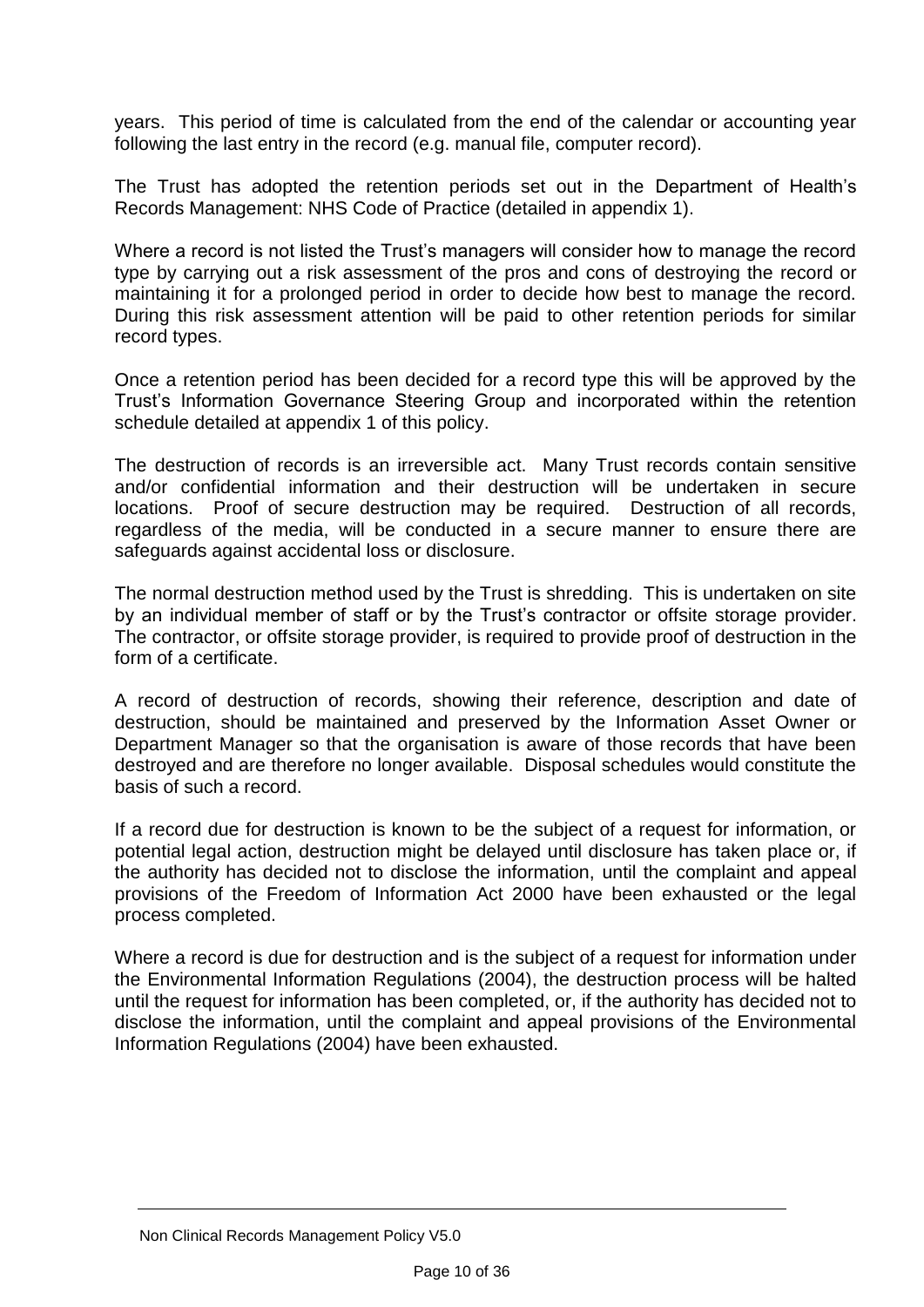years. This period of time is calculated from the end of the calendar or accounting year following the last entry in the record (e.g. manual file, computer record).

The Trust has adopted the retention periods set out in the Department of Health's Records Management: NHS Code of Practice (detailed in appendix 1).

Where a record is not listed the Trust's managers will consider how to manage the record type by carrying out a risk assessment of the pros and cons of destroying the record or maintaining it for a prolonged period in order to decide how best to manage the record. During this risk assessment attention will be paid to other retention periods for similar record types.

Once a retention period has been decided for a record type this will be approved by the Trust's Information Governance Steering Group and incorporated within the retention schedule detailed at appendix 1 of this policy.

The destruction of records is an irreversible act. Many Trust records contain sensitive and/or confidential information and their destruction will be undertaken in secure locations. Proof of secure destruction may be required. Destruction of all records, regardless of the media, will be conducted in a secure manner to ensure there are safeguards against accidental loss or disclosure.

The normal destruction method used by the Trust is shredding. This is undertaken on site by an individual member of staff or by the Trust's contractor or offsite storage provider. The contractor, or offsite storage provider, is required to provide proof of destruction in the form of a certificate.

A record of destruction of records, showing their reference, description and date of destruction, should be maintained and preserved by the Information Asset Owner or Department Manager so that the organisation is aware of those records that have been destroyed and are therefore no longer available. Disposal schedules would constitute the basis of such a record.

If a record due for destruction is known to be the subject of a request for information, or potential legal action, destruction might be delayed until disclosure has taken place or, if the authority has decided not to disclose the information, until the complaint and appeal provisions of the Freedom of Information Act 2000 have been exhausted or the legal process completed.

Where a record is due for destruction and is the subject of a request for information under the Environmental Information Regulations (2004), the destruction process will be halted until the request for information has been completed, or, if the authority has decided not to disclose the information, until the complaint and appeal provisions of the Environmental Information Regulations (2004) have been exhausted.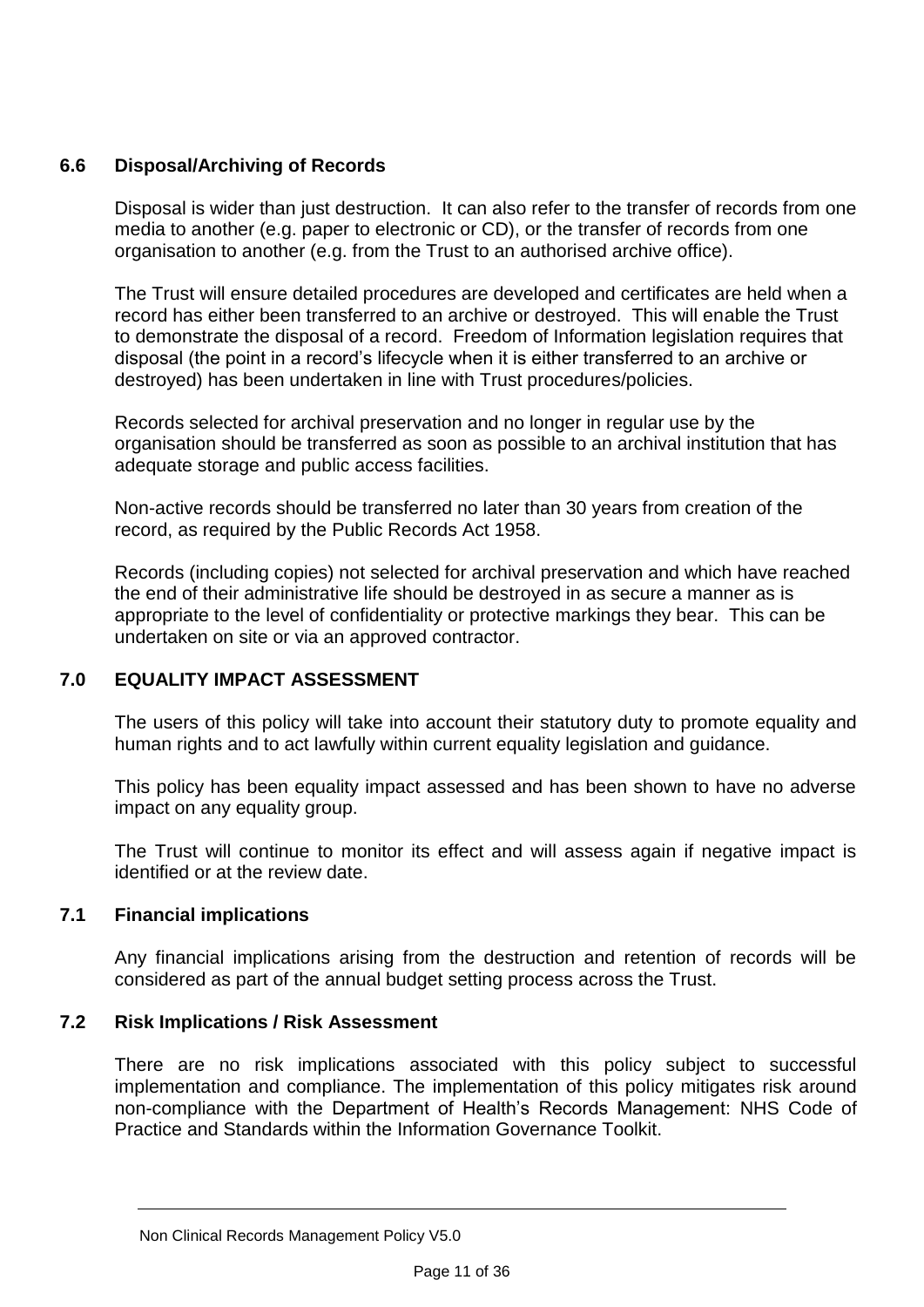### 6.6 Disposal/Archiving of Records

Disposal is wider than just destruction. It can also refer to the transfer of records from one media to another (e.g. paper to electronic or CD), or the transfer of records from one organisation to another (e.g. from the Trust to an authorised archive office).

The Trust will ensure detailed procedures are developed and certificates are held when a record has either been transferred to an archive or destroyed. This will enable the Trust to demonstrate the disposal of a record. Freedom of Information legislation requires that disposal (the point in a record's lifecycle when it is either transferred to an archive or destroyed) has been undertaken in line with Trust procedures/policies.

Records selected for archival preservation and no longer in regular use by the organisation should be transferred as soon as possible to an archival institution that has adequate storage and public access facilities.

Non-active records should be transferred no later than 30 years from creation of the record, as required by the Public Records Act 1958.

Records (including copies) not selected for archival preservation and which have reached the end of their administrative life should be destroyed in as secure a manner as is appropriate to the level of confidentiality or protective markings they bear. This can be undertaken on site or via an approved contractor.

## 7.0 EQUALITY IMPACT ASSESSMENT

The users of this policy will take into account their statutory duty to promote equality and human rights and to act lawfully within current equality legislation and guidance.

This policy has been equality impact assessed and has been shown to have no adverse impact on any equality group.

The Trust will continue to monitor its effect and will assess again if negative impact is identified or at the review date.

### 7.1 Financial implications

Any financial implications arising from the destruction and retention of records will be considered as part of the annual budget setting process across the Trust.

### 7.2 Risk Implications / Risk Assessment

There are no risk implications associated with this policy subject to successful implementation and compliance. The implementation of this policy mitigates risk around non-compliance with the Department of Health's Records Management: NHS Code of Practice and Standards within the Information Governance Toolkit.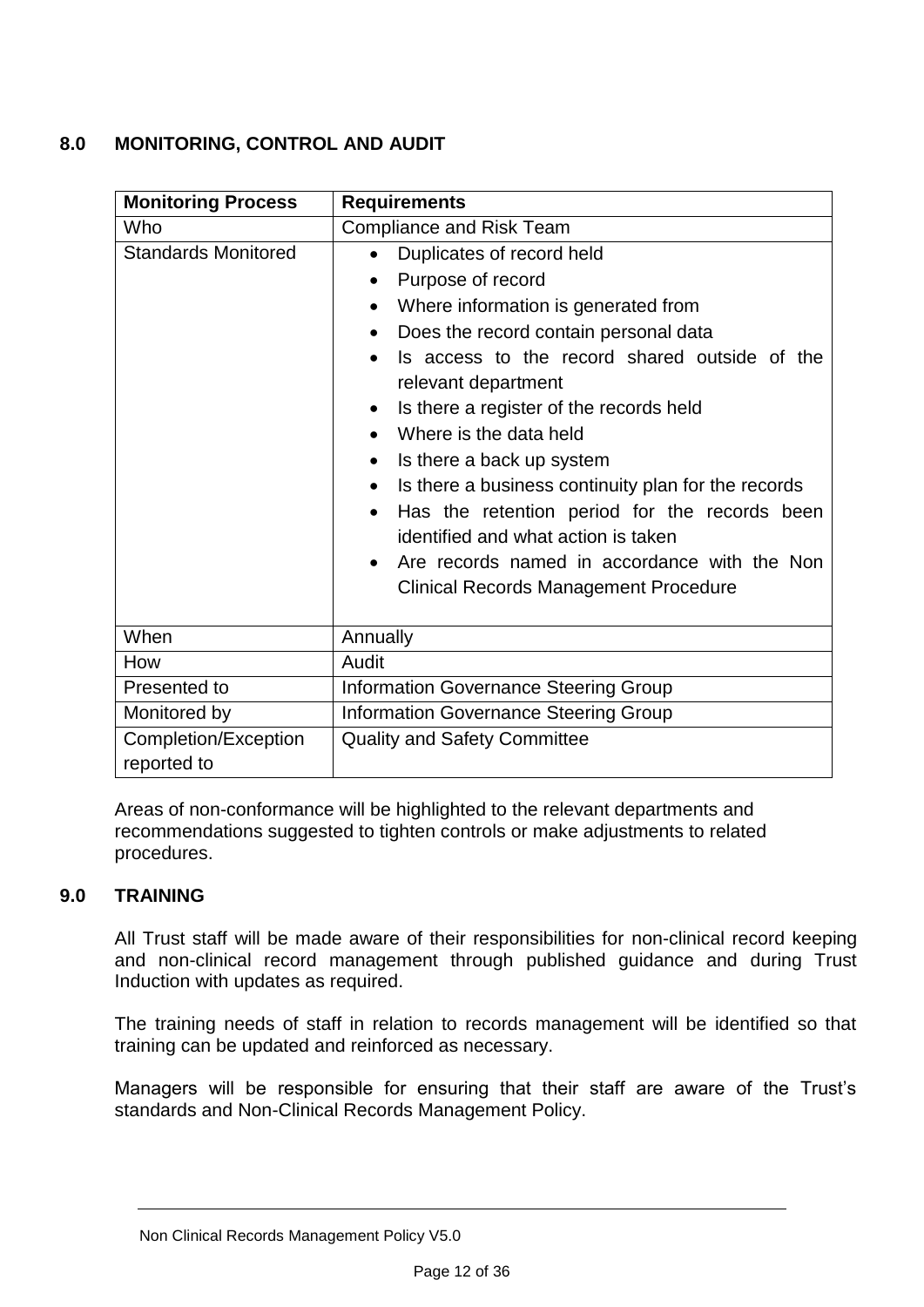## 8.0 MONITORING, CONTROL AND AUDIT

| Monitoring Process | Requirements |
|---|---|
| Who | Compliance and Risk Team |
| Standards Monitored | • Duplicates of record held<br>• Purpose of record<br>• Where information is generated from<br>• Does the record contain personal data<br>• Is access to the record shared outside of the relevant department<br>• Is there a register of the records held<br>• Where is the data held<br>• Is there a back up system<br>• Is there a business continuity plan for the records<br>• Has the retention period for the records been identified and what action is taken<br>• Are records named in accordance with the Non Clinical Records Management Procedure |
| When | Annually |
| How | Audit |
| Presented to | Information Governance Steering Group |
| Monitored by | Information Governance Steering Group |
| Completion/Exception reported to | Quality and Safety Committee |

Areas of non-conformance will be highlighted to the relevant departments and recommendations suggested to tighten controls or make adjustments to related procedures.

## 9.0 TRAINING

All Trust staff will be made aware of their responsibilities for non-clinical record keeping and non-clinical record management through published guidance and during Trust Induction with updates as required.

The training needs of staff in relation to records management will be identified so that training can be updated and reinforced as necessary.

Managers will be responsible for ensuring that their staff are aware of the Trust's standards and Non-Clinical Records Management Policy.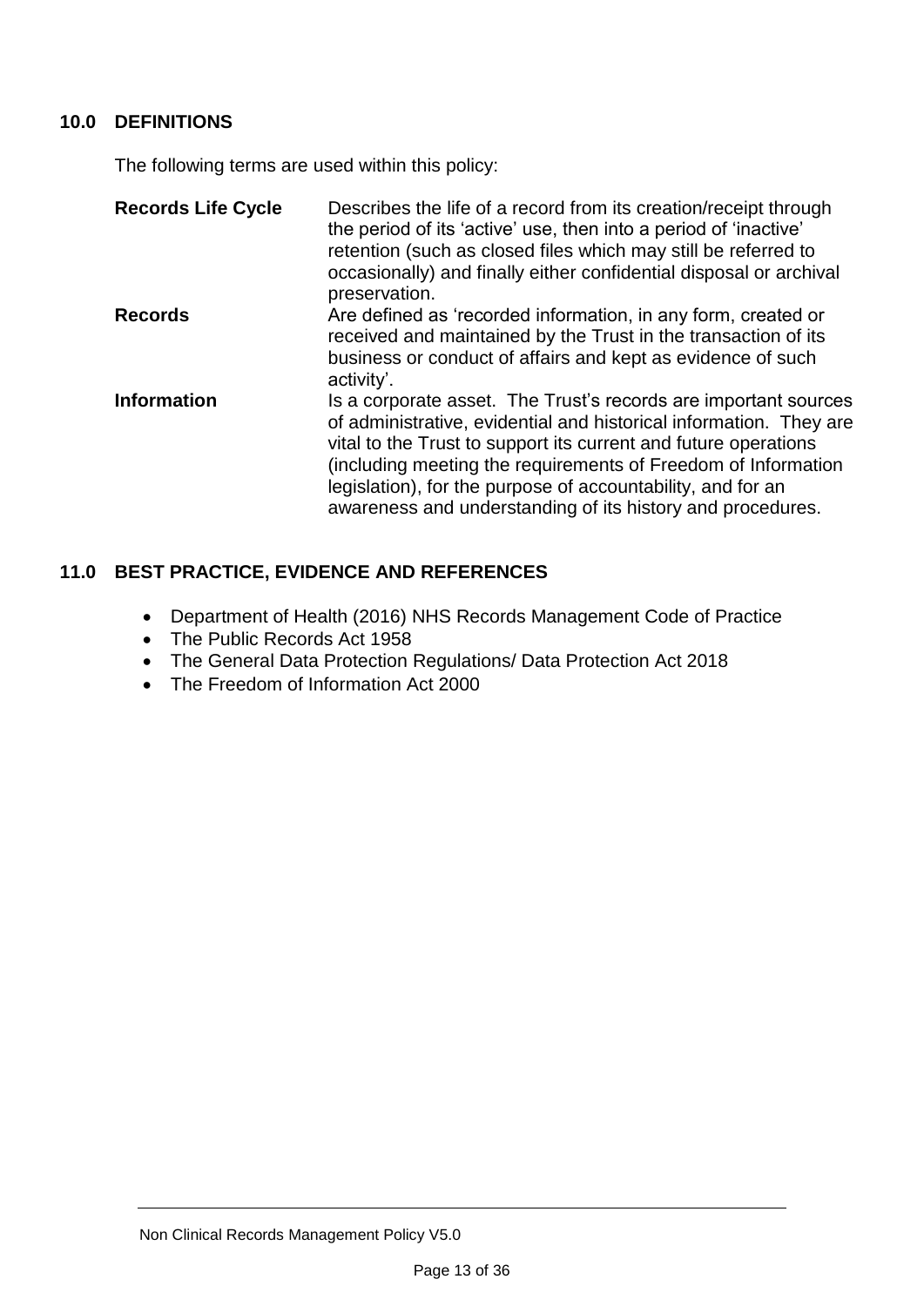## 10.0 DEFINITIONS

The following terms are used within this policy:

| | |
|---|---|
| **Records Life Cycle** | Describes the life of a record from its creation/receipt through the period of its 'active' use, then into a period of 'inactive' retention (such as closed files which may still be referred to occasionally) and finally either confidential disposal or archival preservation. |
| **Records** | Are defined as 'recorded information, in any form, created or received and maintained by the Trust in the transaction of its business or conduct of affairs and kept as evidence of such activity'. |
| **Information** | Is a corporate asset. The Trust's records are important sources of administrative, evidential and historical information. They are vital to the Trust to support its current and future operations (including meeting the requirements of Freedom of Information legislation), for the purpose of accountability, and for an awareness and understanding of its history and procedures. |

## 11.0 BEST PRACTICE, EVIDENCE AND REFERENCES

- Department of Health (2016) NHS Records Management Code of Practice
- The Public Records Act 1958
- The General Data Protection Regulations/ Data Protection Act 2018
- The Freedom of Information Act 2000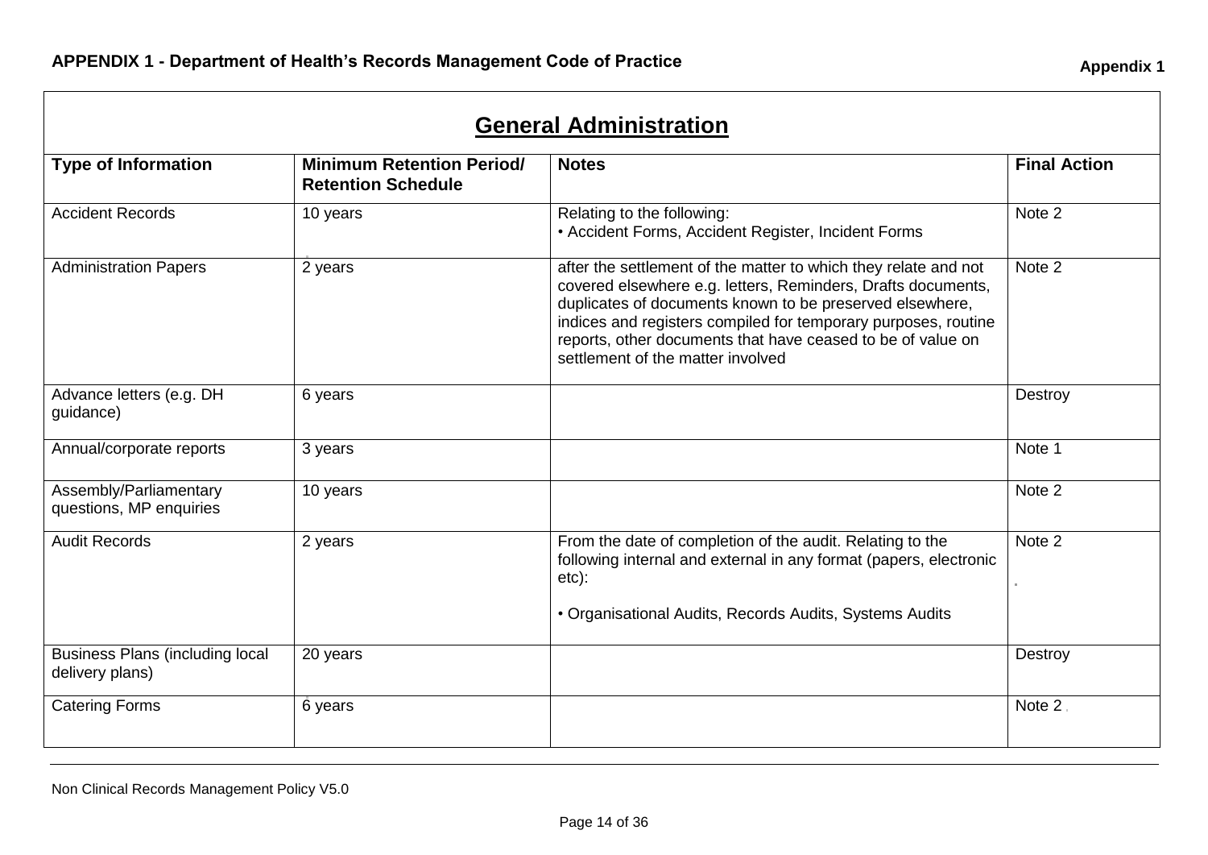## APPENDIX 1 - Department of Health's Records Management Code of Practice

**Appendix 1**

### General Administration

| Type of Information | Minimum Retention Period/ Retention Schedule | Notes | Final Action |
|---|---|---|---|
| Accident Records | 10 years | Relating to the following:<br>• Accident Forms, Accident Register, Incident Forms | Note 2 |
| Administration Papers | 2 years | after the settlement of the matter to which they relate and not covered elsewhere e.g. letters, Reminders, Drafts documents, duplicates of documents known to be preserved elsewhere, indices and registers compiled for temporary purposes, routine reports, other documents that have ceased to be of value on settlement of the matter involved | Note 2 |
| Advance letters (e.g. DH guidance) | 6 years | | Destroy |
| Annual/corporate reports | 3 years | | Note 1 |
| Assembly/Parliamentary questions, MP enquiries | 10 years | | Note 2 |
| Audit Records | 2 years | From the date of completion of the audit. Relating to the following internal and external in any format (papers, electronic etc):<br><br>• Organisational Audits, Records Audits, Systems Audits | Note 2 |
| Business Plans (including local delivery plans) | 20 years | | Destroy |
| Catering Forms | 6 years | | Note 2 |

Non Clinical Records Management Policy V5.0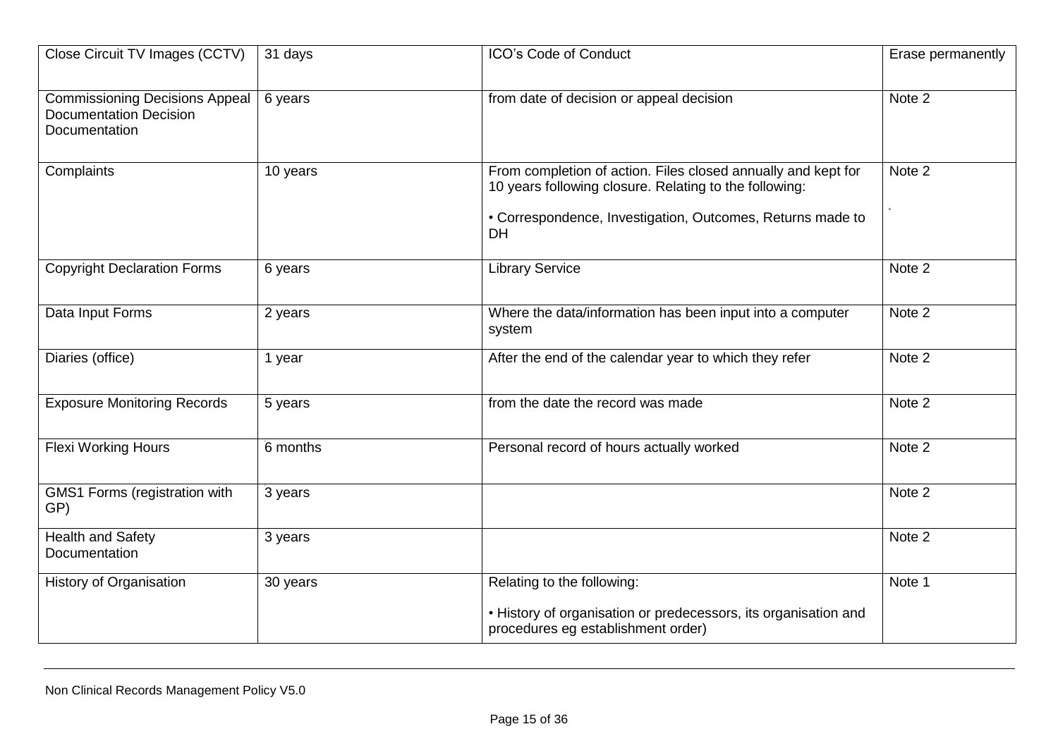| Close Circuit TV Images (CCTV) | 31 days | ICO's Code of Conduct | Erase permanently |
|---|---|---|---|
| Commissioning Decisions Appeal Documentation Decision Documentation | 6 years | from date of decision or appeal decision | Note 2 |
| Complaints | 10 years | From completion of action. Files closed annually and kept for 10 years following closure. Relating to the following:<br><br>• Correspondence, Investigation, Outcomes, Returns made to DH | Note 2 |
| Copyright Declaration Forms | 6 years | Library Service | Note 2 |
| Data Input Forms | 2 years | Where the data/information has been input into a computer system | Note 2 |
| Diaries (office) | 1 year | After the end of the calendar year to which they refer | Note 2 |
| Exposure Monitoring Records | 5 years | from the date the record was made | Note 2 |
| Flexi Working Hours | 6 months | Personal record of hours actually worked | Note 2 |
| GMS1 Forms (registration with GP) | 3 years | | Note 2 |
| Health and Safety Documentation | 3 years | | Note 2 |
| History of Organisation | 30 years | Relating to the following:<br><br>• History of organisation or predecessors, its organisation and procedures eg establishment order) | Note 1 |

Non Clinical Records Management Policy V5.0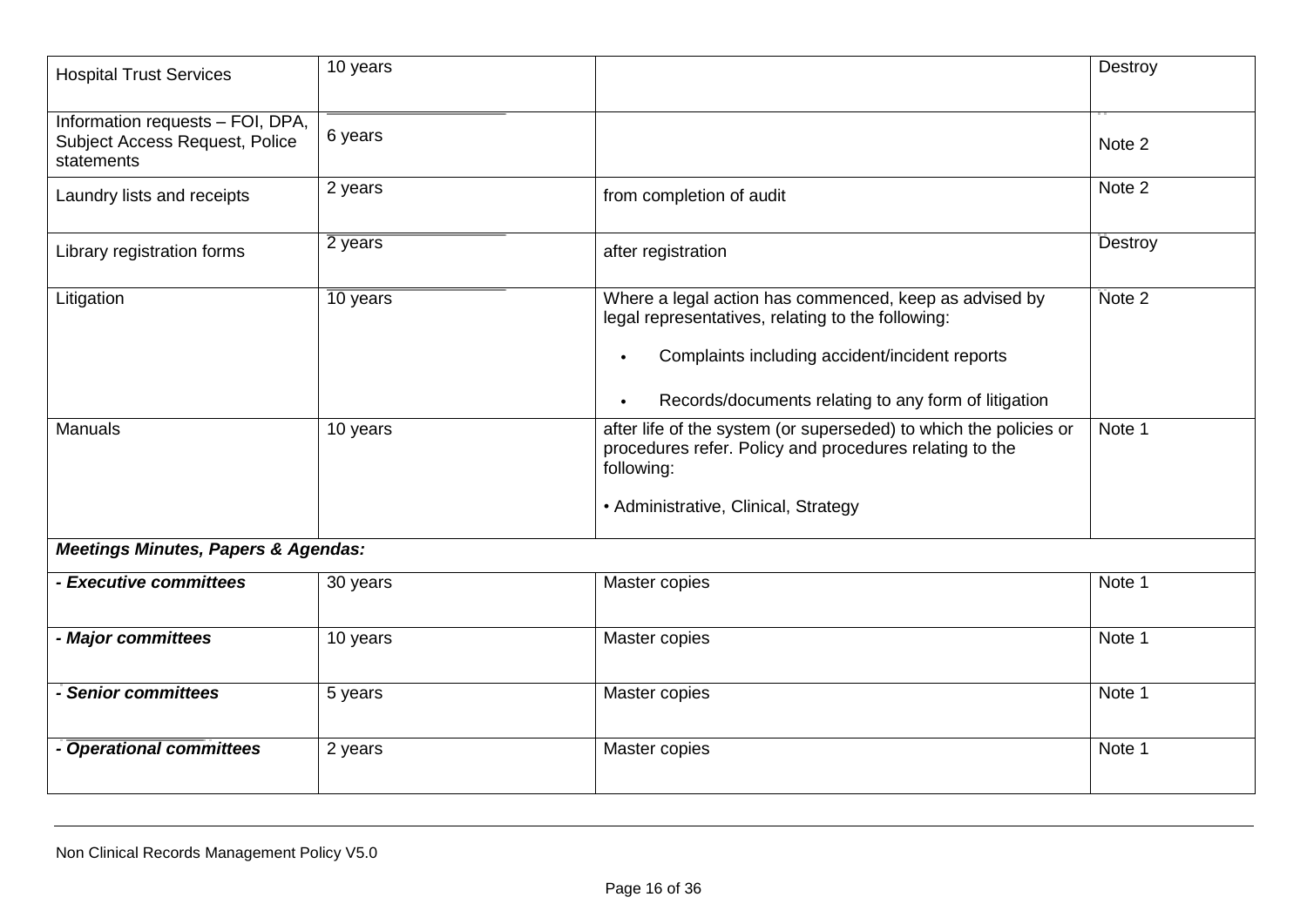| | | | |
|---|---|---|---|
| Hospital Trust Services | 10 years | | Destroy |
| Information requests – FOI, DPA, Subject Access Request, Police statements | 6 years | | Note 2 |
| Laundry lists and receipts | 2 years | from completion of audit | Note 2 |
| Library registration forms | 2 years | after registration | Destroy |
| Litigation | 10 years | Where a legal action has commenced, keep as advised by legal representatives, relating to the following:<br><br>• Complaints including accident/incident reports<br><br>• Records/documents relating to any form of litigation | Note 2 |
| Manuals | 10 years | after life of the system (or superseded) to which the policies or procedures refer. Policy and procedures relating to the following:<br><br>• Administrative, Clinical, Strategy | Note 1 |
| ***Meetings Minutes, Papers & Agendas:*** | | | |
| ***- Executive committees*** | 30 years | Master copies | Note 1 |
| ***- Major committees*** | 10 years | Master copies | Note 1 |
| ***- Senior committees*** | 5 years | Master copies | Note 1 |
| ***- Operational committees*** | 2 years | Master copies | Note 1 |

Non Clinical Records Management Policy V5.0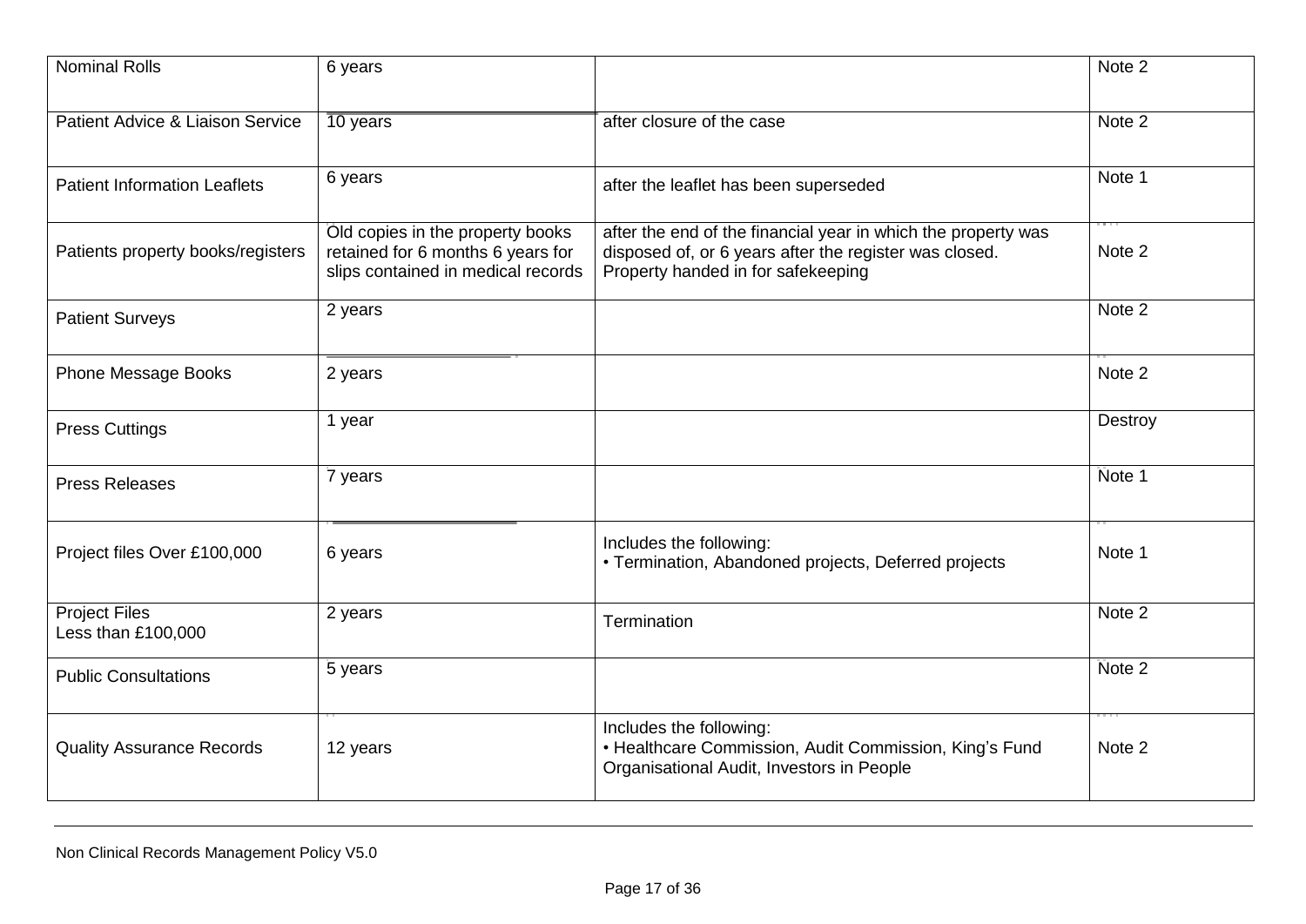| Nominal Rolls | 6 years | | Note 2 |
|---|---|---|---|
| Patient Advice & Liaison Service | 10 years | after closure of the case | Note 2 |
| Patient Information Leaflets | 6 years | after the leaflet has been superseded | Note 1 |
| Patients property books/registers | Old copies in the property books retained for 6 months 6 years for slips contained in medical records | after the end of the financial year in which the property was disposed of, or 6 years after the register was closed. Property handed in for safekeeping | Note 2 |
| Patient Surveys | 2 years | | Note 2 |
| Phone Message Books | 2 years | | Note 2 |
| Press Cuttings | 1 year | | Destroy |
| Press Releases | 7 years | | Note 1 |
| Project files Over £100,000 | 6 years | Includes the following:<br>• Termination, Abandoned projects, Deferred projects | Note 1 |
| Project Files<br>Less than £100,000 | 2 years | Termination | Note 2 |
| Public Consultations | 5 years | | Note 2 |
| Quality Assurance Records | 12 years | Includes the following:<br>• Healthcare Commission, Audit Commission, King's Fund Organisational Audit, Investors in People | Note 2 |

Non Clinical Records Management Policy V5.0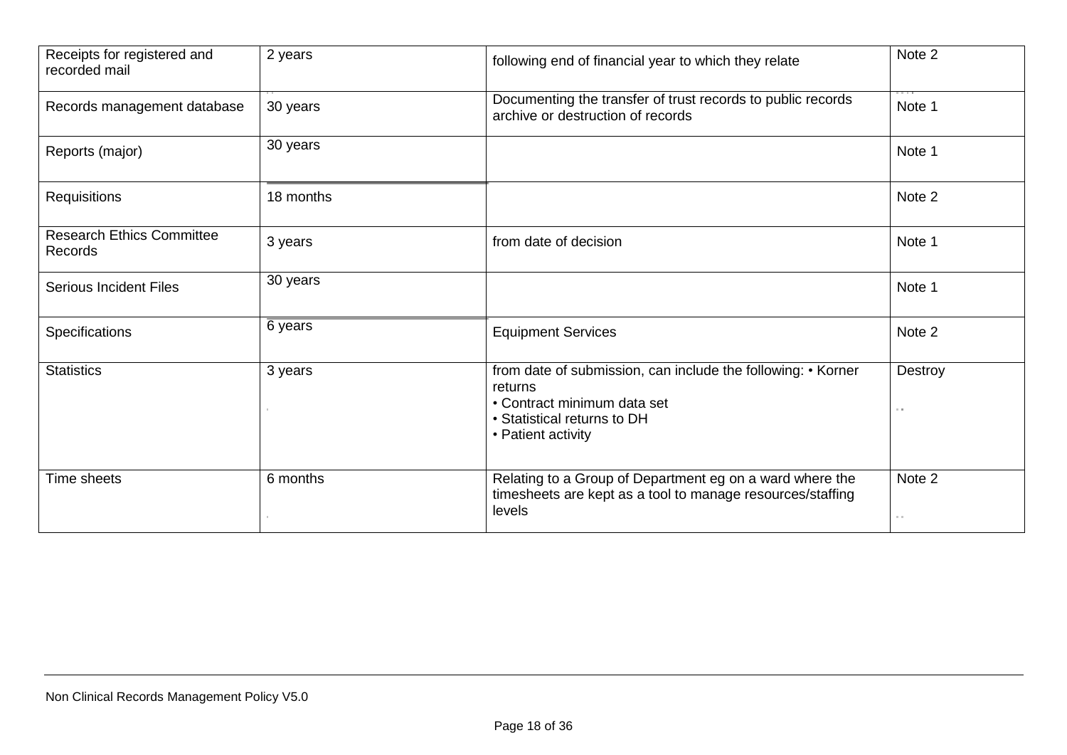| Receipts for registered and recorded mail | 2 years | following end of financial year to which they relate | Note 2 |
|---|---|---|---|
| Records management database | 30 years | Documenting the transfer of trust records to public records archive or destruction of records | Note 1 |
| Reports (major) | 30 years | | Note 1 |
| Requisitions | 18 months | | Note 2 |
| Research Ethics Committee Records | 3 years | from date of decision | Note 1 |
| Serious Incident Files | 30 years | | Note 1 |
| Specifications | 6 years | Equipment Services | Note 2 |
| Statistics | 3 years | from date of submission, can include the following: • Korner returns<br>• Contract minimum data set<br>• Statistical returns to DH<br>• Patient activity | Destroy |
| Time sheets | 6 months | Relating to a Group of Department eg on a ward where the timesheets are kept as a tool to manage resources/staffing levels | Note 2 |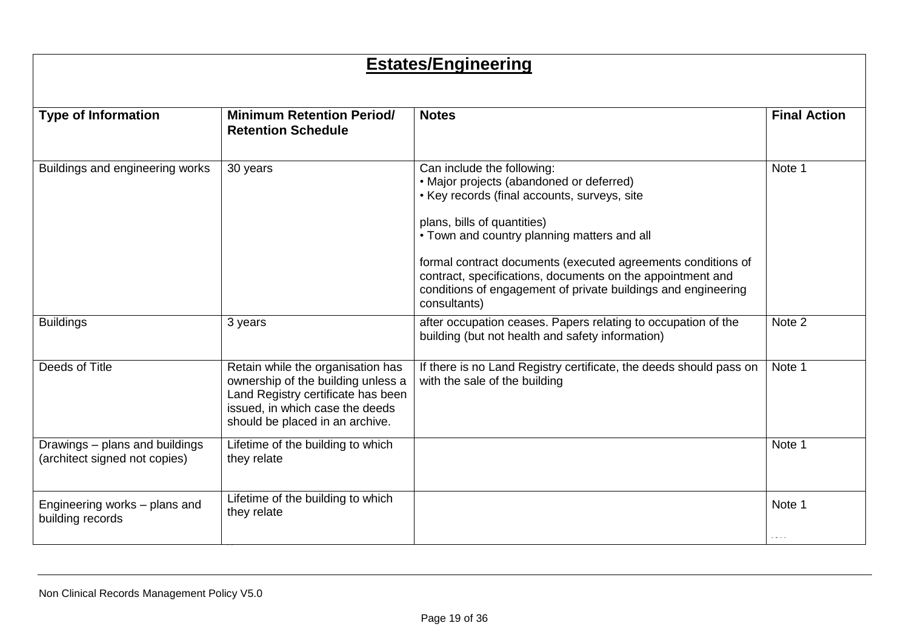## Estates/Engineering

| Type of Information | Minimum Retention Period/ Retention Schedule | Notes | Final Action |
|---|---|---|---|
| Buildings and engineering works | 30 years | Can include the following:<br>• Major projects (abandoned or deferred)<br>• Key records (final accounts, surveys, site plans, bills of quantities)<br>• Town and country planning matters and all formal contract documents (executed agreements conditions of contract, specifications, documents on the appointment and conditions of engagement of private buildings and engineering consultants) | Note 1 |
| Buildings | 3 years | after occupation ceases. Papers relating to occupation of the building (but not health and safety information) | Note 2 |
| Deeds of Title | Retain while the organisation has ownership of the building unless a Land Registry certificate has been issued, in which case the deeds should be placed in an archive. | If there is no Land Registry certificate, the deeds should pass on with the sale of the building | Note 1 |
| Drawings – plans and buildings (architect signed not copies) | Lifetime of the building to which they relate | | Note 1 |
| Engineering works – plans and building records | Lifetime of the building to which they relate | | Note 1 |

Non Clinical Records Management Policy V5.0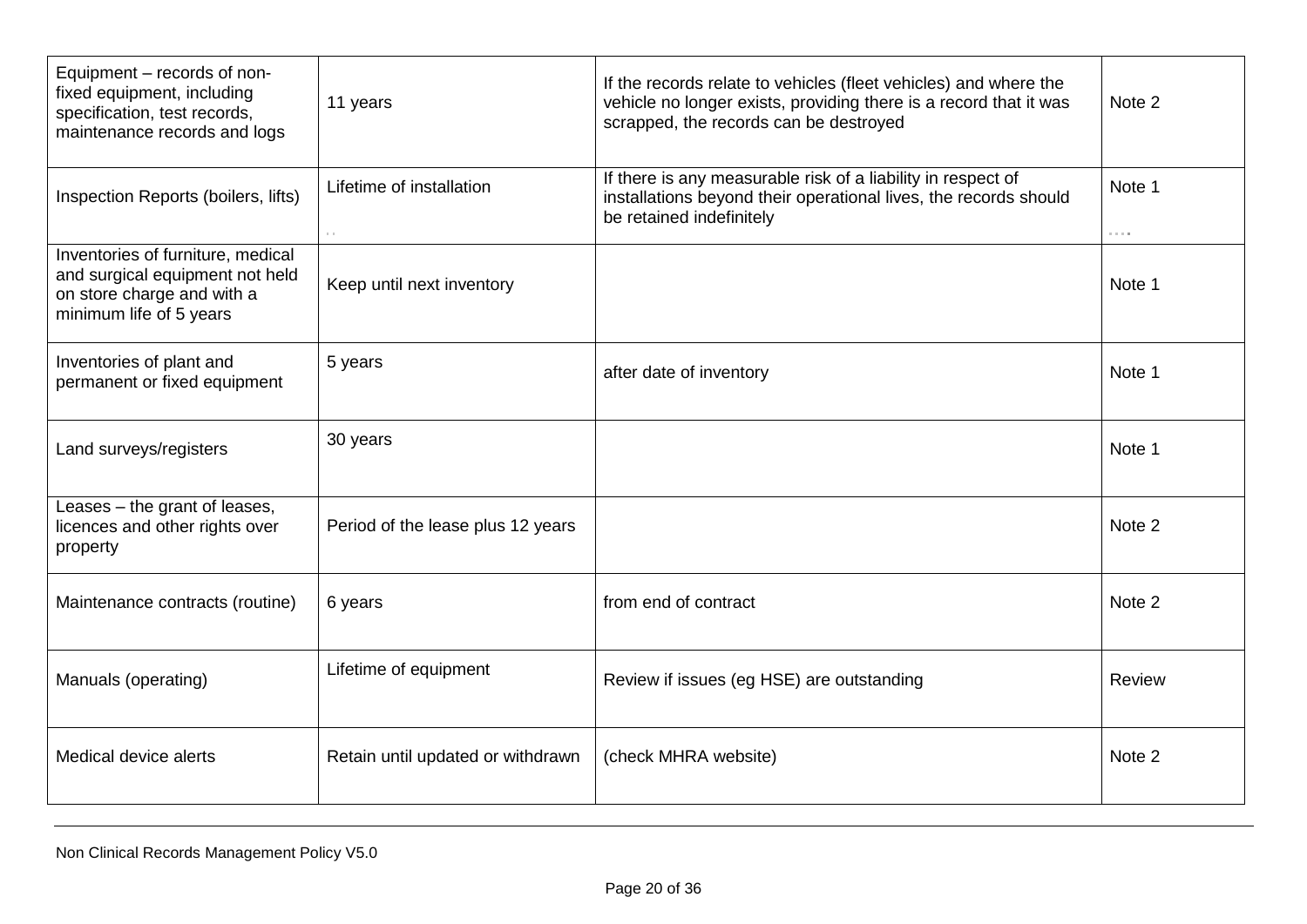| | | | |
|---|---|---|---|
| Equipment – records of non-fixed equipment, including specification, test records, maintenance records and logs | 11 years | If the records relate to vehicles (fleet vehicles) and where the vehicle no longer exists, providing there is a record that it was scrapped, the records can be destroyed | Note 2 |
| Inspection Reports (boilers, lifts) | Lifetime of installation | If there is any measurable risk of a liability in respect of installations beyond their operational lives, the records should be retained indefinitely | Note 1 |
| Inventories of furniture, medical and surgical equipment not held on store charge and with a minimum life of 5 years | Keep until next inventory | | Note 1 |
| Inventories of plant and permanent or fixed equipment | 5 years | after date of inventory | Note 1 |
| Land surveys/registers | 30 years | | Note 1 |
| Leases – the grant of leases, licences and other rights over property | Period of the lease plus 12 years | | Note 2 |
| Maintenance contracts (routine) | 6 years | from end of contract | Note 2 |
| Manuals (operating) | Lifetime of equipment | Review if issues (eg HSE) are outstanding | Review |
| Medical device alerts | Retain until updated or withdrawn | (check MHRA website) | Note 2 |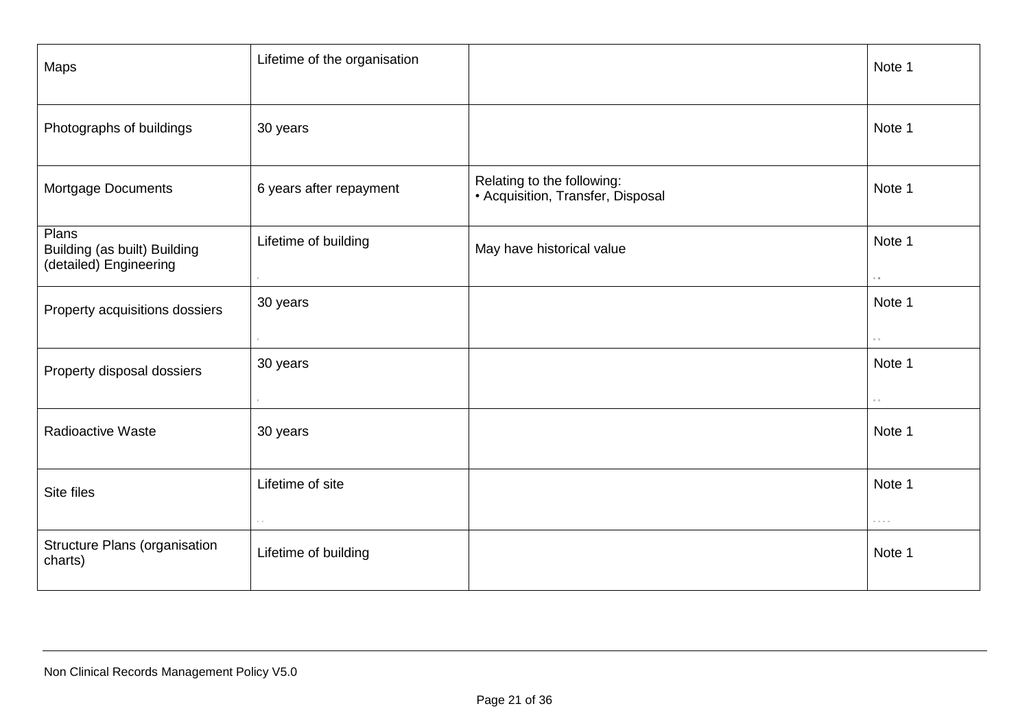| Maps | Lifetime of the organisation | | Note 1 |
|---|---|---|---|
| Photographs of buildings | 30 years | | Note 1 |
| Mortgage Documents | 6 years after repayment | Relating to the following:<br>• Acquisition, Transfer, Disposal | Note 1 |
| Plans<br>Building (as built) Building (detailed) Engineering | Lifetime of building | May have historical value | Note 1 |
| Property acquisitions dossiers | 30 years | | Note 1 |
| Property disposal dossiers | 30 years | | Note 1 |
| Radioactive Waste | 30 years | | Note 1 |
| Site files | Lifetime of site | | Note 1 |
| Structure Plans (organisation charts) | Lifetime of building | | Note 1 |

Non Clinical Records Management Policy V5.0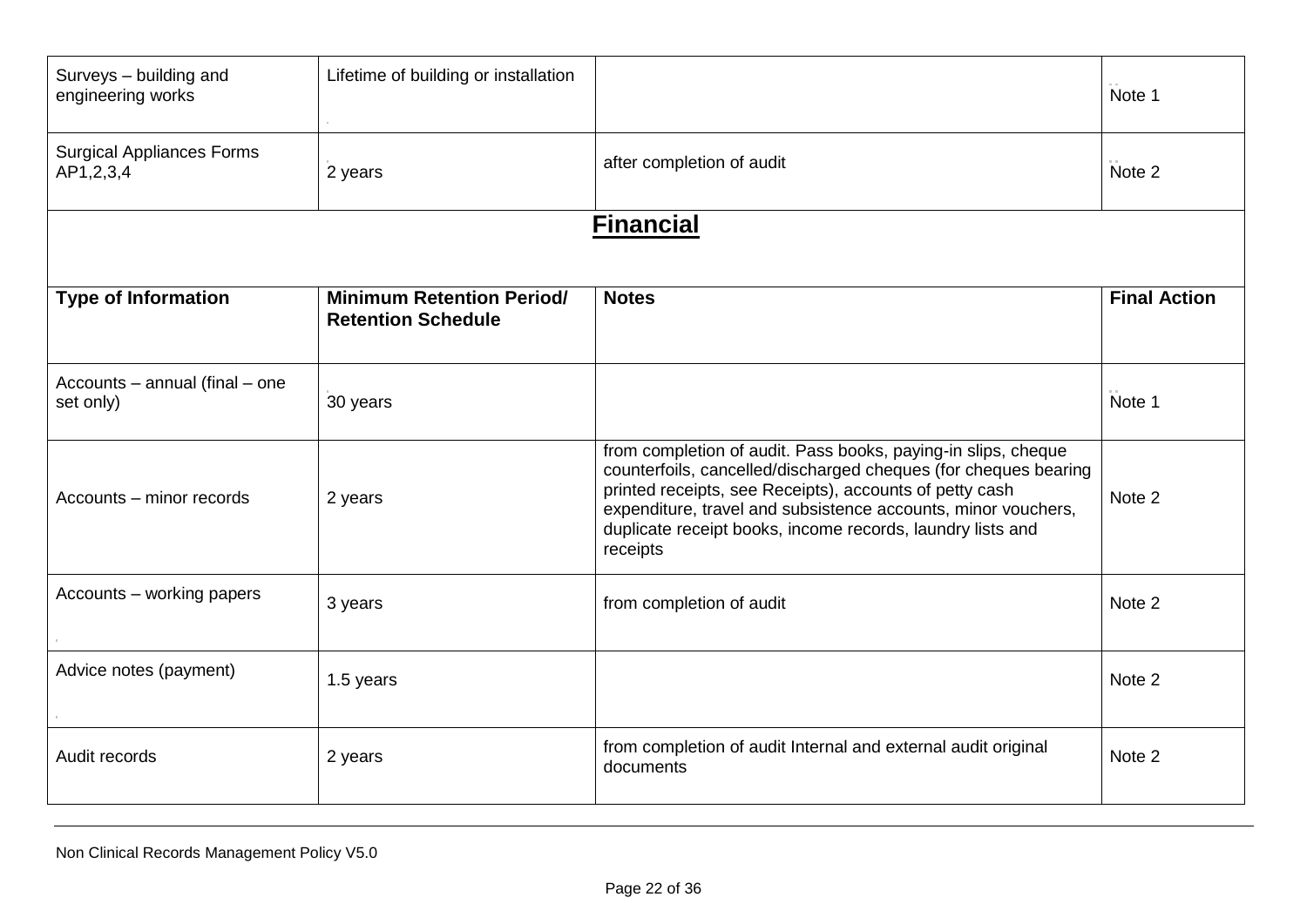| Surveys – building and engineering works | Lifetime of building or installation | | Note 1 |
|---|---|---|---|
| Surgical Appliances Forms AP1,2,3,4 | 2 years | after completion of audit | Note 2 |

## Financial

| Type of Information | Minimum Retention Period/ Retention Schedule | Notes | Final Action |
|---|---|---|---|
| Accounts – annual (final – one set only) | 30 years | | Note 1 |
| Accounts – minor records | 2 years | from completion of audit. Pass books, paying-in slips, cheque counterfoils, cancelled/discharged cheques (for cheques bearing printed receipts, see Receipts), accounts of petty cash expenditure, travel and subsistence accounts, minor vouchers, duplicate receipt books, income records, laundry lists and receipts | Note 2 |
| Accounts – working papers | 3 years | from completion of audit | Note 2 |
| Advice notes (payment) | 1.5 years | | Note 2 |
| Audit records | 2 years | from completion of audit Internal and external audit original documents | Note 2 |

Non Clinical Records Management Policy V5.0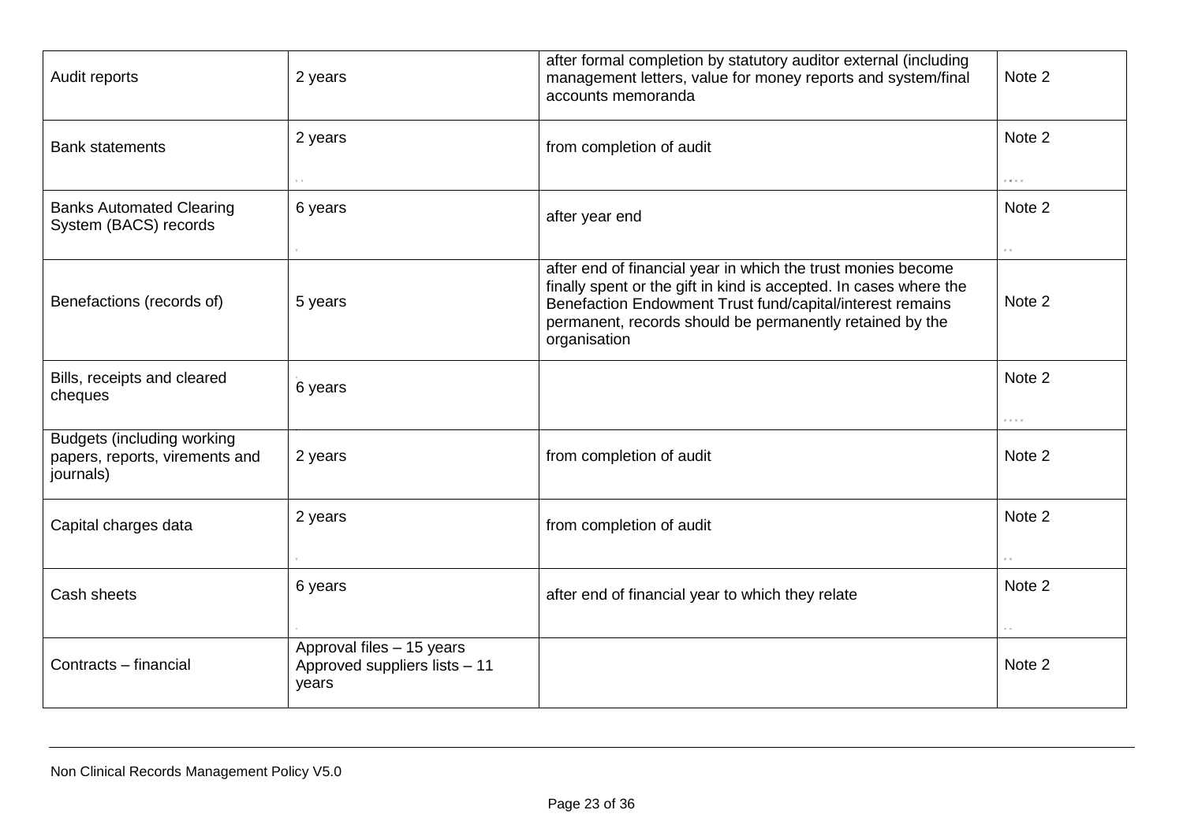| Audit reports | 2 years | after formal completion by statutory auditor external (including management letters, value for money reports and system/final accounts memoranda | Note 2 |
|---|---|---|---|
| Bank statements | 2 years | from completion of audit | Note 2 |
| Banks Automated Clearing System (BACS) records | 6 years | after year end | Note 2 |
| Benefactions (records of) | 5 years | after end of financial year in which the trust monies become finally spent or the gift in kind is accepted. In cases where the Benefaction Endowment Trust fund/capital/interest remains permanent, records should be permanently retained by the organisation | Note 2 |
| Bills, receipts and cleared cheques | 6 years | | Note 2 |
| Budgets (including working papers, reports, virements and journals) | 2 years | from completion of audit | Note 2 |
| Capital charges data | 2 years | from completion of audit | Note 2 |
| Cash sheets | 6 years | after end of financial year to which they relate | Note 2 |
| Contracts – financial | Approval files – 15 years<br>Approved suppliers lists – 11 years | | Note 2 |

Non Clinical Records Management Policy V5.0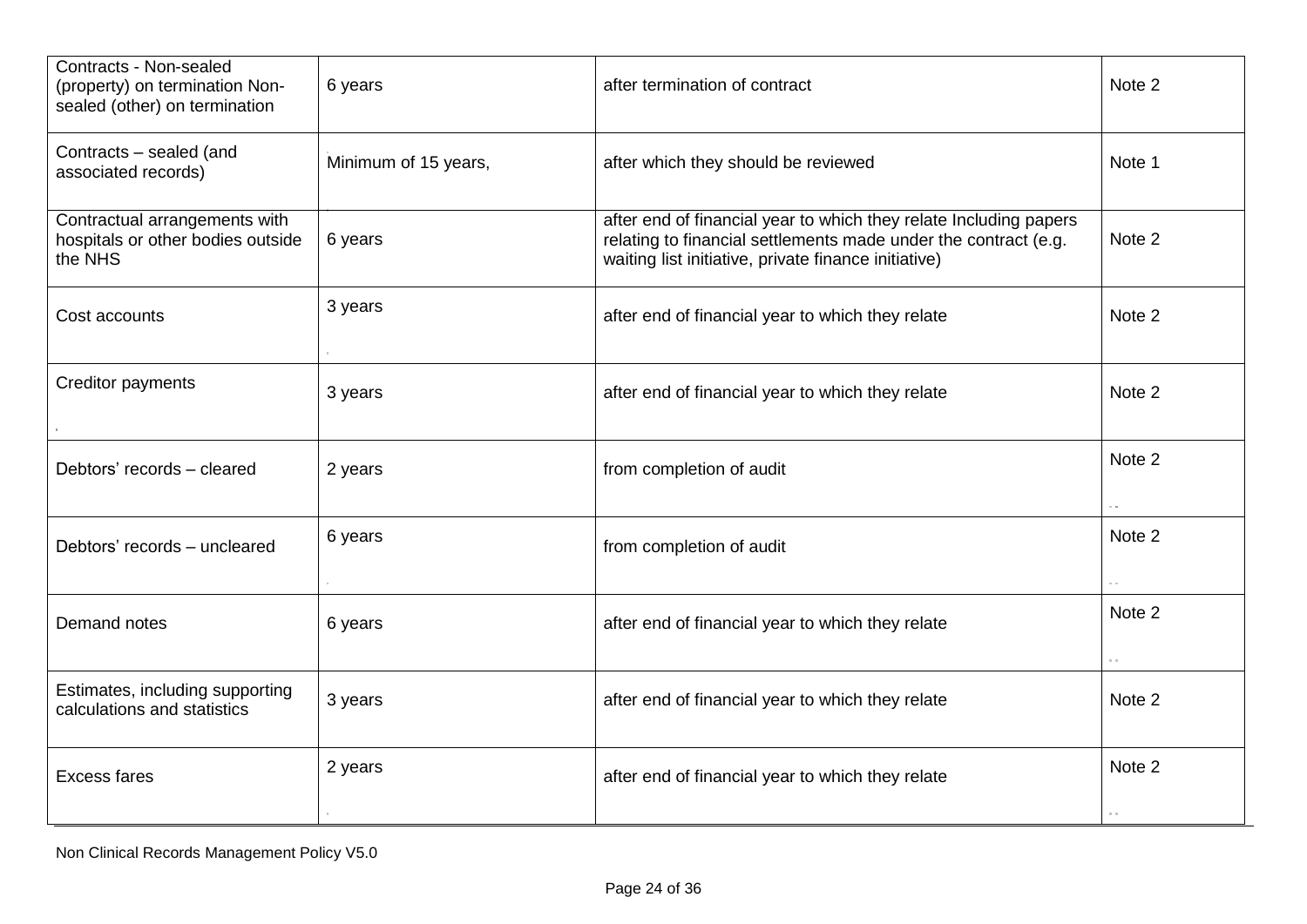| Contracts - Non-sealed (property) on termination Non-sealed (other) on termination | 6 years | after termination of contract | Note 2 |
|---|---|---|---|
| Contracts – sealed (and associated records) | Minimum of 15 years, | after which they should be reviewed | Note 1 |
| Contractual arrangements with hospitals or other bodies outside the NHS | 6 years | after end of financial year to which they relate Including papers relating to financial settlements made under the contract (e.g. waiting list initiative, private finance initiative) | Note 2 |
| Cost accounts | 3 years | after end of financial year to which they relate | Note 2 |
| Creditor payments | 3 years | after end of financial year to which they relate | Note 2 |
| Debtors' records – cleared | 2 years | from completion of audit | Note 2 |
| Debtors' records – uncleared | 6 years | from completion of audit | Note 2 |
| Demand notes | 6 years | after end of financial year to which they relate | Note 2 |
| Estimates, including supporting calculations and statistics | 3 years | after end of financial year to which they relate | Note 2 |
| Excess fares | 2 years | after end of financial year to which they relate | Note 2 |

Non Clinical Records Management Policy V5.0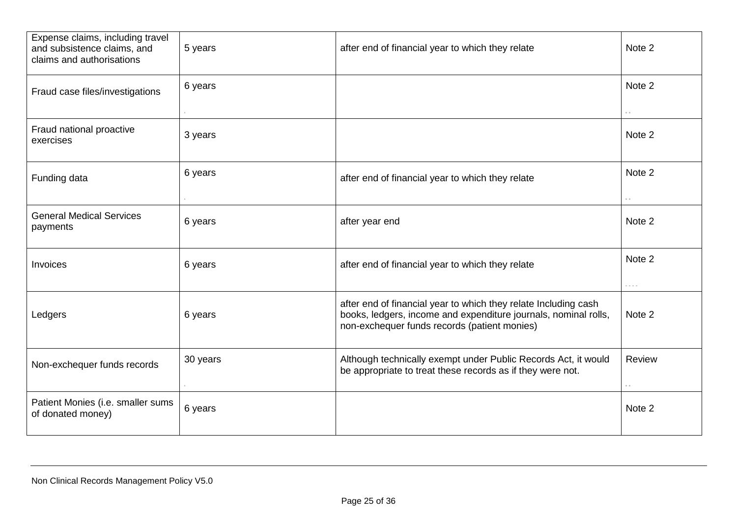| Expense claims, including travel and subsistence claims, and claims and authorisations | 5 years | after end of financial year to which they relate | Note 2 |
|---|---|---|---|
| Fraud case files/investigations | 6 years | | Note 2 |
| Fraud national proactive exercises | 3 years | | Note 2 |
| Funding data | 6 years | after end of financial year to which they relate | Note 2 |
| General Medical Services payments | 6 years | after year end | Note 2 |
| Invoices | 6 years | after end of financial year to which they relate | Note 2 |
| Ledgers | 6 years | after end of financial year to which they relate Including cash books, ledgers, income and expenditure journals, nominal rolls, non-exchequer funds records (patient monies) | Note 2 |
| Non-exchequer funds records | 30 years | Although technically exempt under Public Records Act, it would be appropriate to treat these records as if they were not. | Review |
| Patient Monies (i.e. smaller sums of donated money) | 6 years | | Note 2 |

Non Clinical Records Management Policy V5.0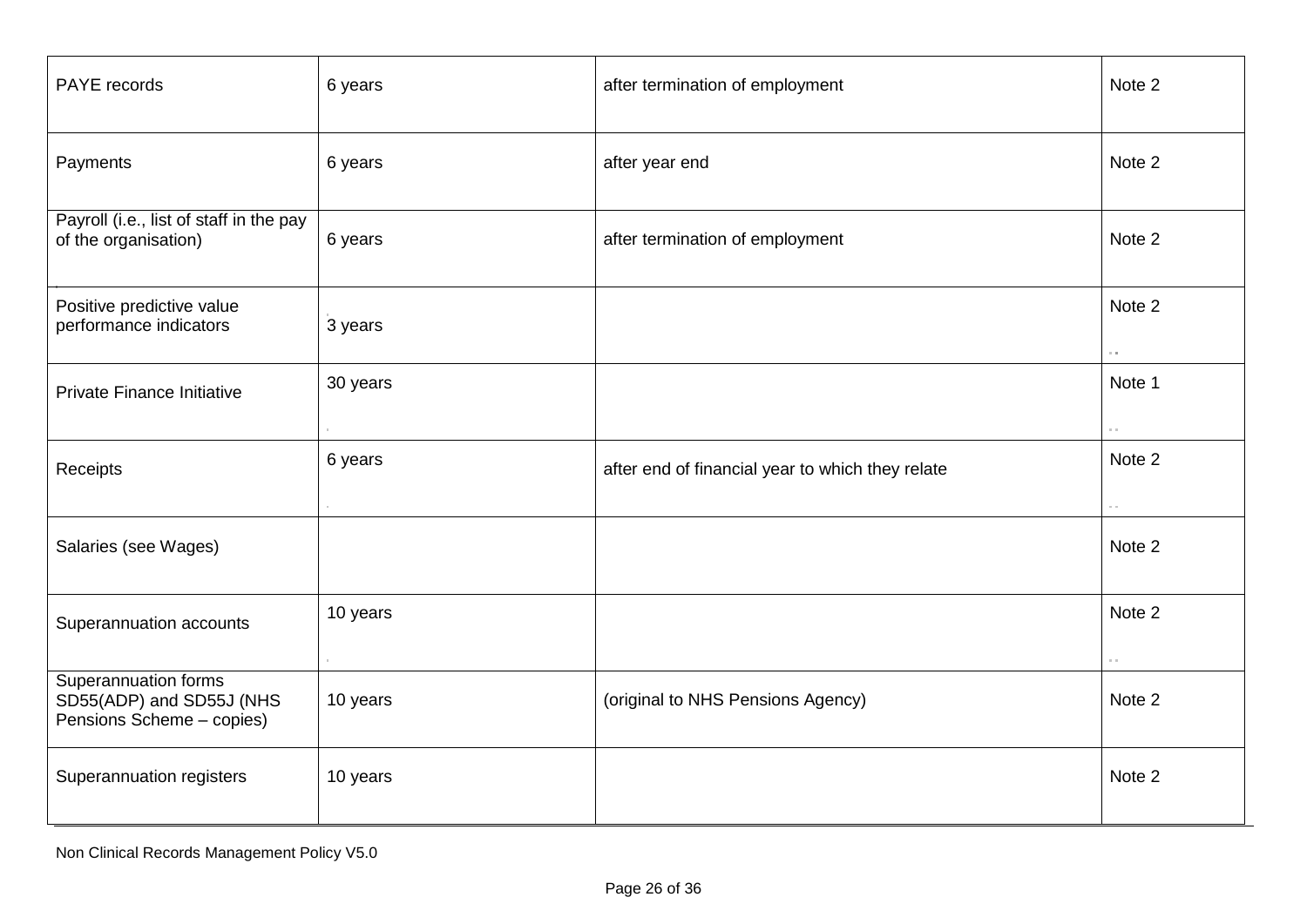| PAYE records | 6 years | after termination of employment | Note 2 |
|---|---|---|---|
| Payments | 6 years | after year end | Note 2 |
| Payroll (i.e., list of staff in the pay of the organisation) | 6 years | after termination of employment | Note 2 |
| Positive predictive value performance indicators | 3 years | | Note 2 |
| Private Finance Initiative | 30 years | | Note 1 |
| Receipts | 6 years | after end of financial year to which they relate | Note 2 |
| Salaries (see Wages) | | | Note 2 |
| Superannuation accounts | 10 years | | Note 2 |
| Superannuation forms SD55(ADP) and SD55J (NHS Pensions Scheme – copies) | 10 years | (original to NHS Pensions Agency) | Note 2 |
| Superannuation registers | 10 years | | Note 2 |

Non Clinical Records Management Policy V5.0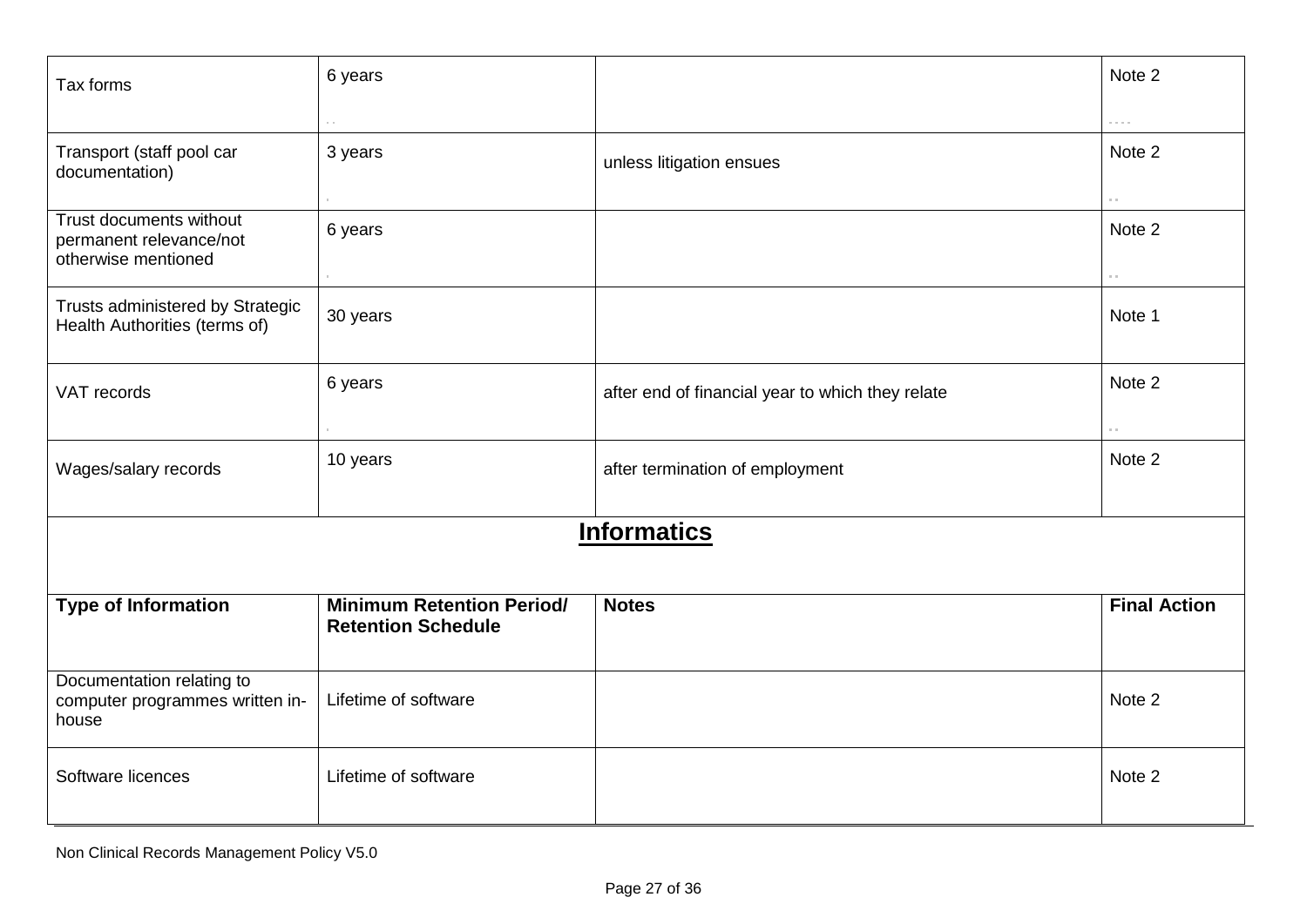| | | | |
|---|---|---|---|
| Tax forms | 6 years | | Note 2 |
| Transport (staff pool car documentation) | 3 years | unless litigation ensues | Note 2 |
| Trust documents without permanent relevance/not otherwise mentioned | 6 years | | Note 2 |
| Trusts administered by Strategic Health Authorities (terms of) | 30 years | | Note 1 |
| VAT records | 6 years | after end of financial year to which they relate | Note 2 |
| Wages/salary records | 10 years | after termination of employment | Note 2 |

## Informatics

| Type of Information | Minimum Retention Period/ Retention Schedule | Notes | Final Action |
|---|---|---|---|
| Documentation relating to computer programmes written in-house | Lifetime of software | | Note 2 |
| Software licences | Lifetime of software | | Note 2 |

Non Clinical Records Management Policy V5.0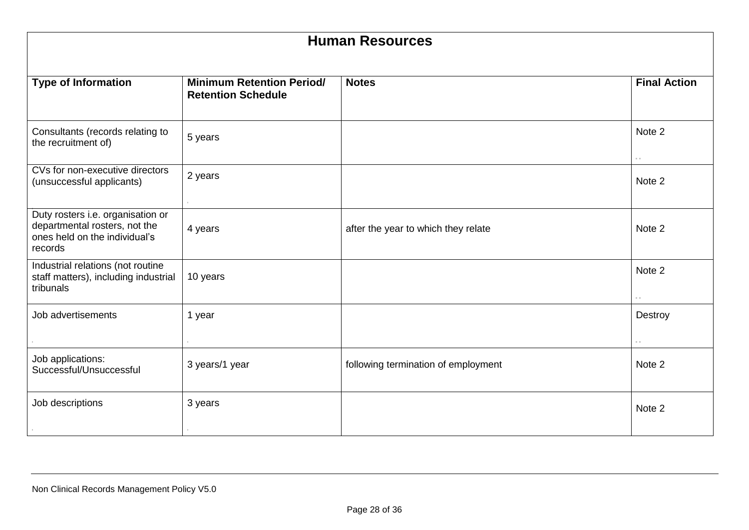| Human Resources | | | |
|---|---|---|---|
| **Type of Information** | **Minimum Retention Period/ Retention Schedule** | **Notes** | **Final Action** |
| Consultants (records relating to the recruitment of) | 5 years | | Note 2 |
| CVs for non-executive directors (unsuccessful applicants) | 2 years | | Note 2 |
| Duty rosters i.e. organisation or departmental rosters, not the ones held on the individual's records | 4 years | after the year to which they relate | Note 2 |
| Industrial relations (not routine staff matters), including industrial tribunals | 10 years | | Note 2 |
| Job advertisements | 1 year | | Destroy |
| Job applications: Successful/Unsuccessful | 3 years/1 year | following termination of employment | Note 2 |
| Job descriptions | 3 years | | Note 2 |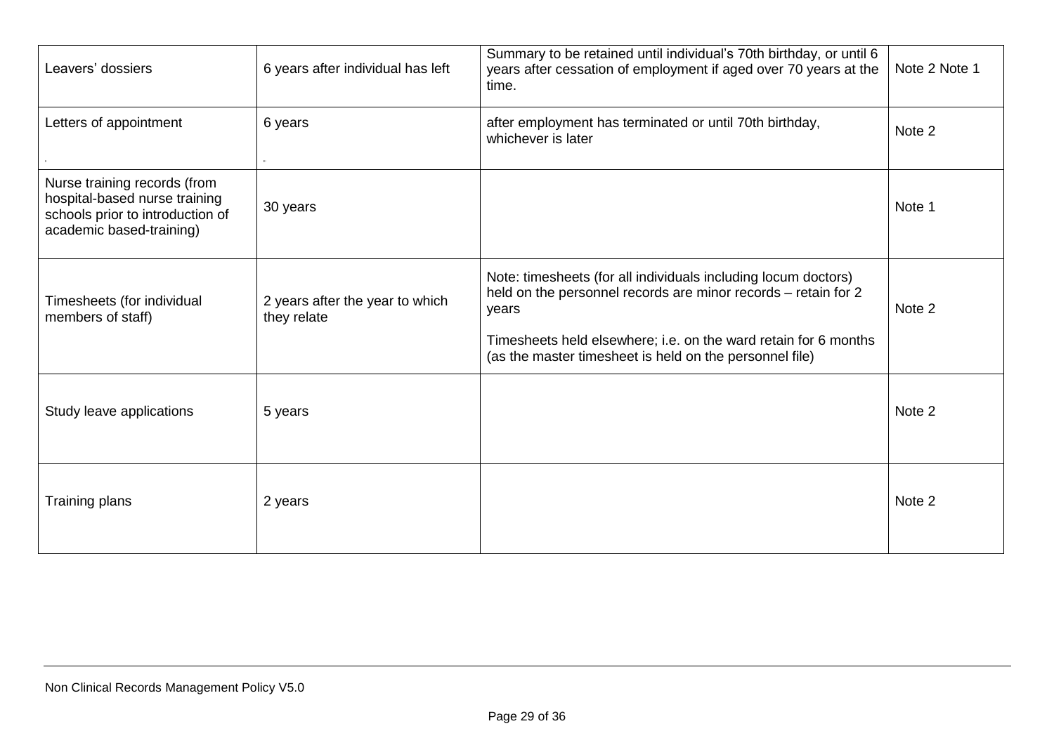| Leavers' dossiers | 6 years after individual has left | Summary to be retained until individual's 70th birthday, or until 6 years after cessation of employment if aged over 70 years at the time. | Note 2 Note 1 |
|---|---|---|---|
| Letters of appointment | 6 years | after employment has terminated or until 70th birthday, whichever is later | Note 2 |
| Nurse training records (from hospital-based nurse training schools prior to introduction of academic based-training) | 30 years | | Note 1 |
| Timesheets (for individual members of staff) | 2 years after the year to which they relate | Note: timesheets (for all individuals including locum doctors) held on the personnel records are minor records – retain for 2 years<br><br>Timesheets held elsewhere; i.e. on the ward retain for 6 months (as the master timesheet is held on the personnel file) | Note 2 |
| Study leave applications | 5 years | | Note 2 |
| Training plans | 2 years | | Note 2 |

Non Clinical Records Management Policy V5.0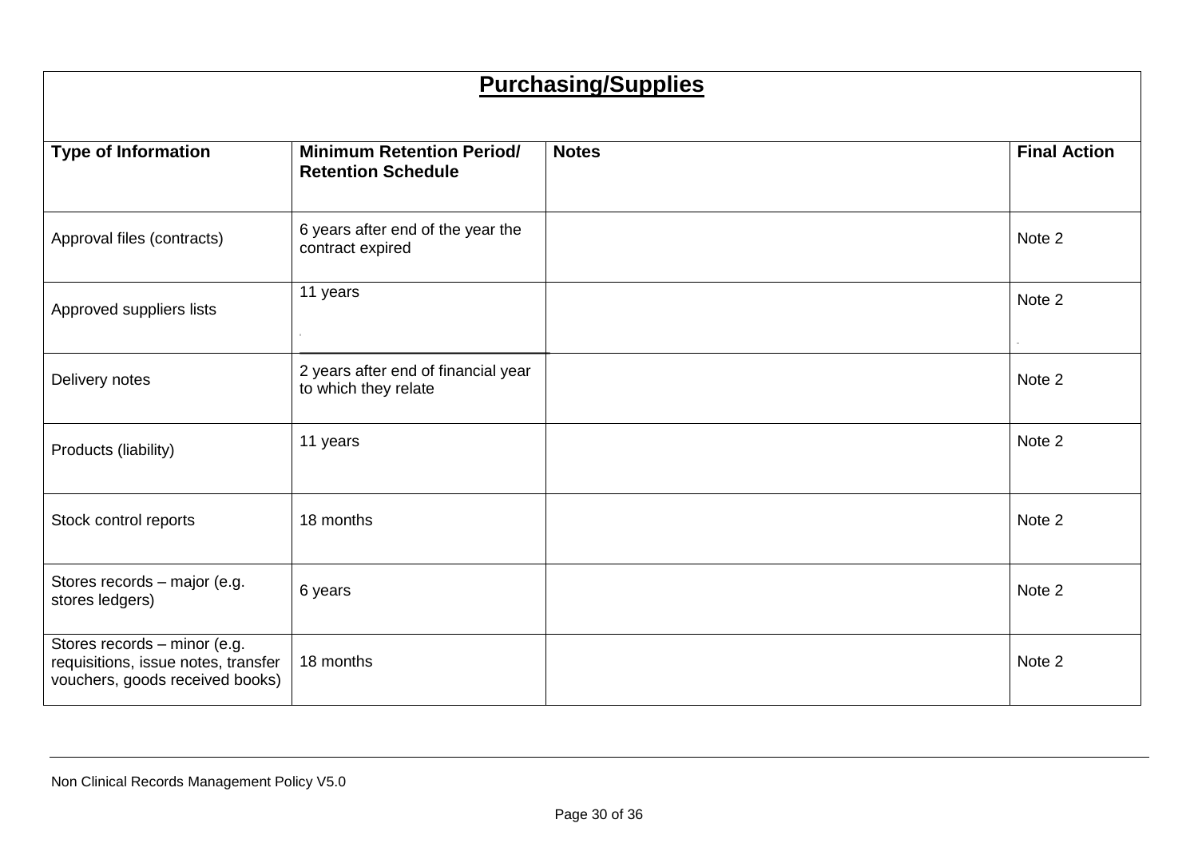## Purchasing/Supplies

| Type of Information | Minimum Retention Period/ Retention Schedule | Notes | Final Action |
|---|---|---|---|
| Approval files (contracts) | 6 years after end of the year the contract expired | | Note 2 |
| Approved suppliers lists | 11 years | | Note 2 |
| Delivery notes | 2 years after end of financial year to which they relate | | Note 2 |
| Products (liability) | 11 years | | Note 2 |
| Stock control reports | 18 months | | Note 2 |
| Stores records – major (e.g. stores ledgers) | 6 years | | Note 2 |
| Stores records – minor (e.g. requisitions, issue notes, transfer vouchers, goods received books) | 18 months | | Note 2 |

Non Clinical Records Management Policy V5.0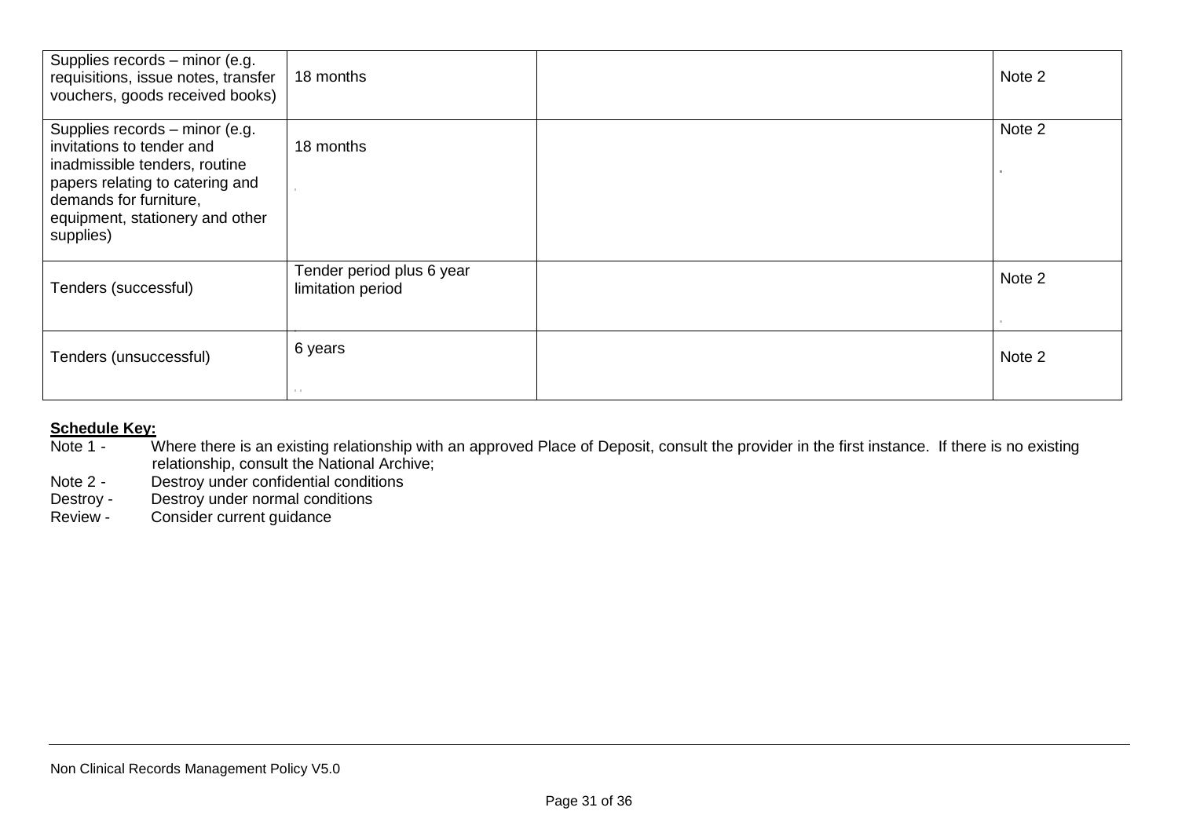| | | | |
|---|---|---|---|
| Supplies records – minor (e.g. requisitions, issue notes, transfer vouchers, goods received books) | 18 months | | Note 2 |
| Supplies records – minor (e.g. invitations to tender and inadmissible tenders, routine papers relating to catering and demands for furniture, equipment, stationery and other supplies) | 18 months | | Note 2 |
| Tenders (successful) | Tender period plus 6 year limitation period | | Note 2 |
| Tenders (unsuccessful) | 6 years | | Note 2 |

**Schedule Key:**

Note 1 - Where there is an existing relationship with an approved Place of Deposit, consult the provider in the first instance. If there is no existing relationship, consult the National Archive;

Note 2 - Destroy under confidential conditions

Destroy - Destroy under normal conditions

Review - Consider current guidance

Non Clinical Records Management Policy V5.0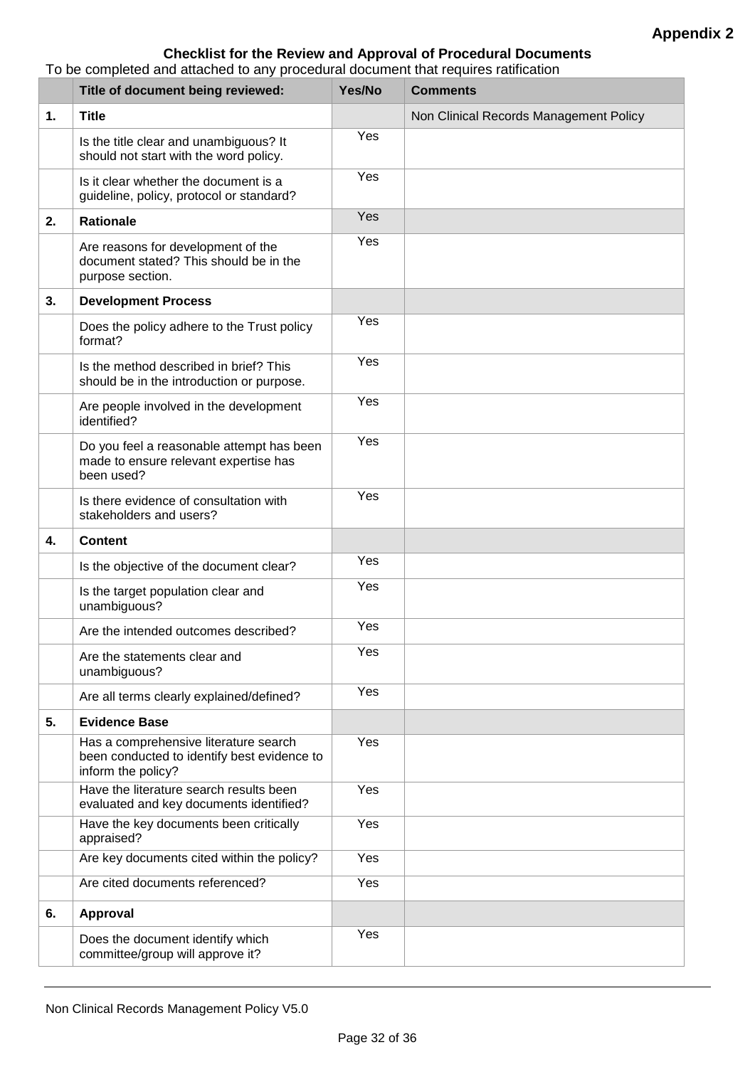**Appendix 2**

**Checklist for the Review and Approval of Procedural Documents**

To be completed and attached to any procedural document that requires ratification

| | **Title of document being reviewed:** | **Yes/No** | **Comments** |
|---|---|---|---|
| **1.** | **Title** | | Non Clinical Records Management Policy |
| | Is the title clear and unambiguous? It should not start with the word policy. | Yes | |
| | Is it clear whether the document is a guideline, policy, protocol or standard? | Yes | |
| **2.** | **Rationale** | Yes | |
| | Are reasons for development of the document stated? This should be in the purpose section. | Yes | |
| **3.** | **Development Process** | | |
| | Does the policy adhere to the Trust policy format? | Yes | |
| | Is the method described in brief? This should be in the introduction or purpose. | Yes | |
| | Are people involved in the development identified? | Yes | |
| | Do you feel a reasonable attempt has been made to ensure relevant expertise has been used? | Yes | |
| | Is there evidence of consultation with stakeholders and users? | Yes | |
| **4.** | **Content** | | |
| | Is the objective of the document clear? | Yes | |
| | Is the target population clear and unambiguous? | Yes | |
| | Are the intended outcomes described? | Yes | |
| | Are the statements clear and unambiguous? | Yes | |
| | Are all terms clearly explained/defined? | Yes | |
| **5.** | **Evidence Base** | | |
| | Has a comprehensive literature search been conducted to identify best evidence to inform the policy? | Yes | |
| | Have the literature search results been evaluated and key documents identified? | Yes | |
| | Have the key documents been critically appraised? | Yes | |
| | Are key documents cited within the policy? | Yes | |
| | Are cited documents referenced? | Yes | |
| **6.** | **Approval** | | |
| | Does the document identify which committee/group will approve it? | Yes | |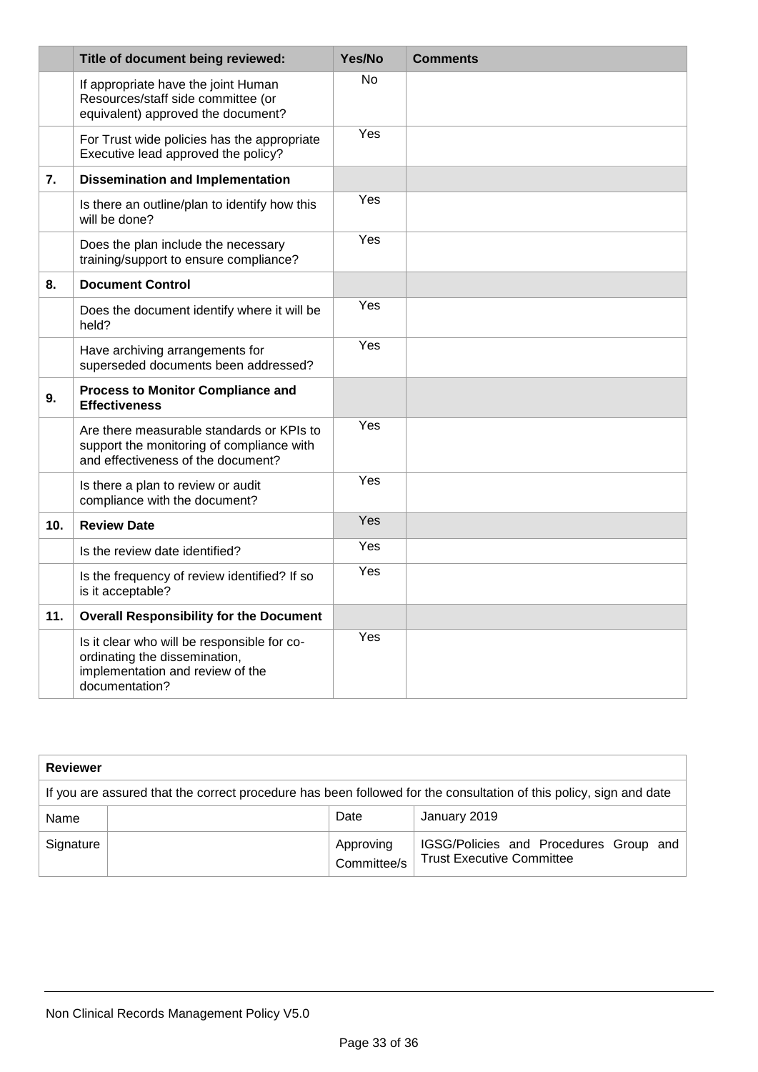| | Title of document being reviewed: | Yes/No | Comments |
|---|---|---|---|
| | If appropriate have the joint Human Resources/staff side committee (or equivalent) approved the document? | No | |
| | For Trust wide policies has the appropriate Executive lead approved the policy? | Yes | |
| **7.** | **Dissemination and Implementation** | | |
| | Is there an outline/plan to identify how this will be done? | Yes | |
| | Does the plan include the necessary training/support to ensure compliance? | Yes | |
| **8.** | **Document Control** | | |
| | Does the document identify where it will be held? | Yes | |
| | Have archiving arrangements for superseded documents been addressed? | Yes | |
| **9.** | **Process to Monitor Compliance and Effectiveness** | | |
| | Are there measurable standards or KPIs to support the monitoring of compliance with and effectiveness of the document? | Yes | |
| | Is there a plan to review or audit compliance with the document? | Yes | |
| **10.** | **Review Date** | Yes | |
| | Is the review date identified? | Yes | |
| | Is the frequency of review identified? If so is it acceptable? | Yes | |
| **11.** | **Overall Responsibility for the Document** | | |
| | Is it clear who will be responsible for co-ordinating the dissemination, implementation and review of the documentation? | Yes | |

| **Reviewer** | | | |
|---|---|---|---|
| If you are assured that the correct procedure has been followed for the consultation of this policy, sign and date | | | |
| Name | | Date | January 2019 |
| Signature | | Approving Committee/s | IGSG/Policies and Procedures Group and Trust Executive Committee |

Non Clinical Records Management Policy V5.0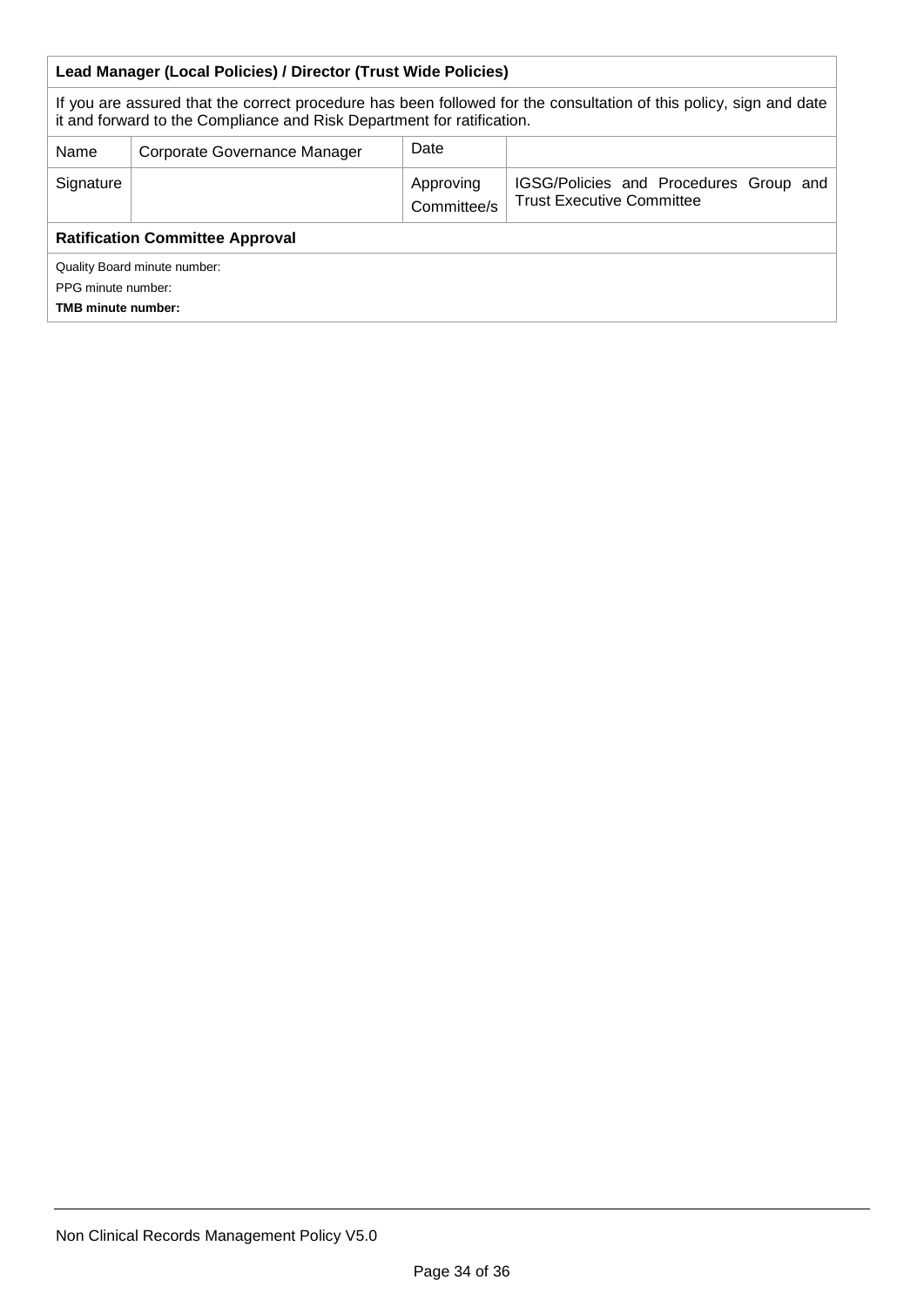| **Lead Manager (Local Policies) / Director (Trust Wide Policies)** | | | |
|---|---|---|---|
| If you are assured that the correct procedure has been followed for the consultation of this policy, sign and date it and forward to the Compliance and Risk Department for ratification. | | | |
| Name | Corporate Governance Manager | Date | |
| Signature | | Approving Committee/s | IGSG/Policies and Procedures Group and Trust Executive Committee |
| **Ratification Committee Approval** | | | |
| Quality Board minute number:<br>PPG minute number:<br>**TMB minute number:** | | | |

Non Clinical Records Management Policy V5.0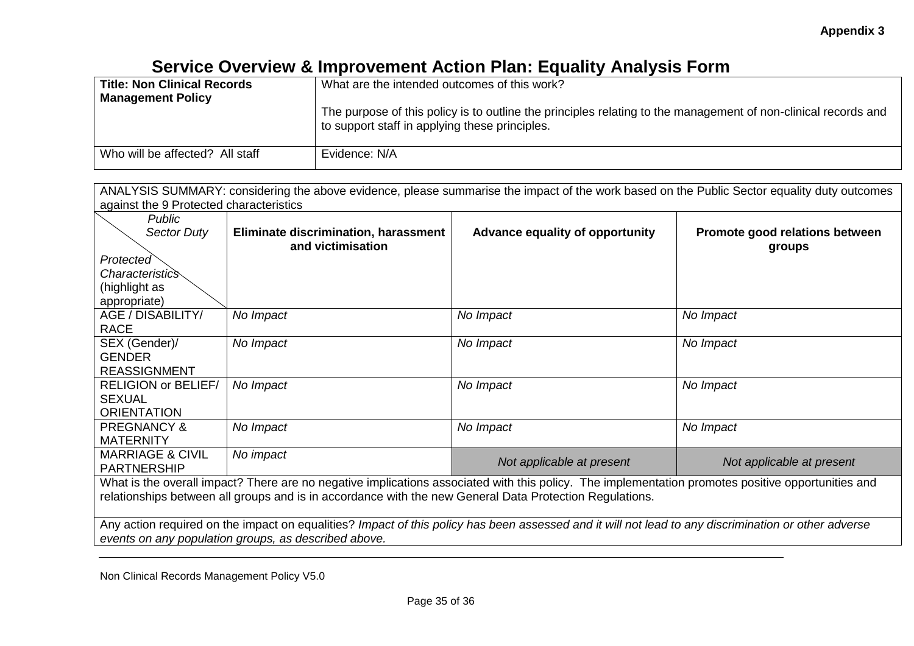**Appendix 3**

# Service Overview & Improvement Action Plan: Equality Analysis Form

| **Title: Non Clinical Records Management Policy** | What are the intended outcomes of this work?<br><br>The purpose of this policy is to outline the principles relating to the management of non-clinical records and to support staff in applying these principles. |
|---|---|
| Who will be affected? All staff | Evidence: N/A |

ANALYSIS SUMMARY: considering the above evidence, please summarise the impact of the work based on the Public Sector equality duty outcomes against the 9 Protected characteristics

| *Public Sector Duty* / *Protected Characteristics* (highlight as appropriate) | **Eliminate discrimination, harassment and victimisation** | **Advance equality of opportunity** | **Promote good relations between groups** |
|---|---|---|---|
| AGE / DISABILITY/ RACE | *No Impact* | *No Impact* | *No Impact* |
| SEX (Gender)/ GENDER REASSIGNMENT | *No Impact* | *No Impact* | *No Impact* |
| RELIGION or BELIEF/ SEXUAL ORIENTATION | *No Impact* | *No Impact* | *No Impact* |
| PREGNANCY & MATERNITY | *No Impact* | *No Impact* | *No Impact* |
| MARRIAGE & CIVIL PARTNERSHIP | *No impact* | *Not applicable at present* | *Not applicable at present* |

What is the overall impact? There are no negative implications associated with this policy. The implementation promotes positive opportunities and relationships between all groups and is in accordance with the new General Data Protection Regulations.

Any action required on the impact on equalities? *Impact of this policy has been assessed and it will not lead to any discrimination or other adverse events on any population groups, as described above.*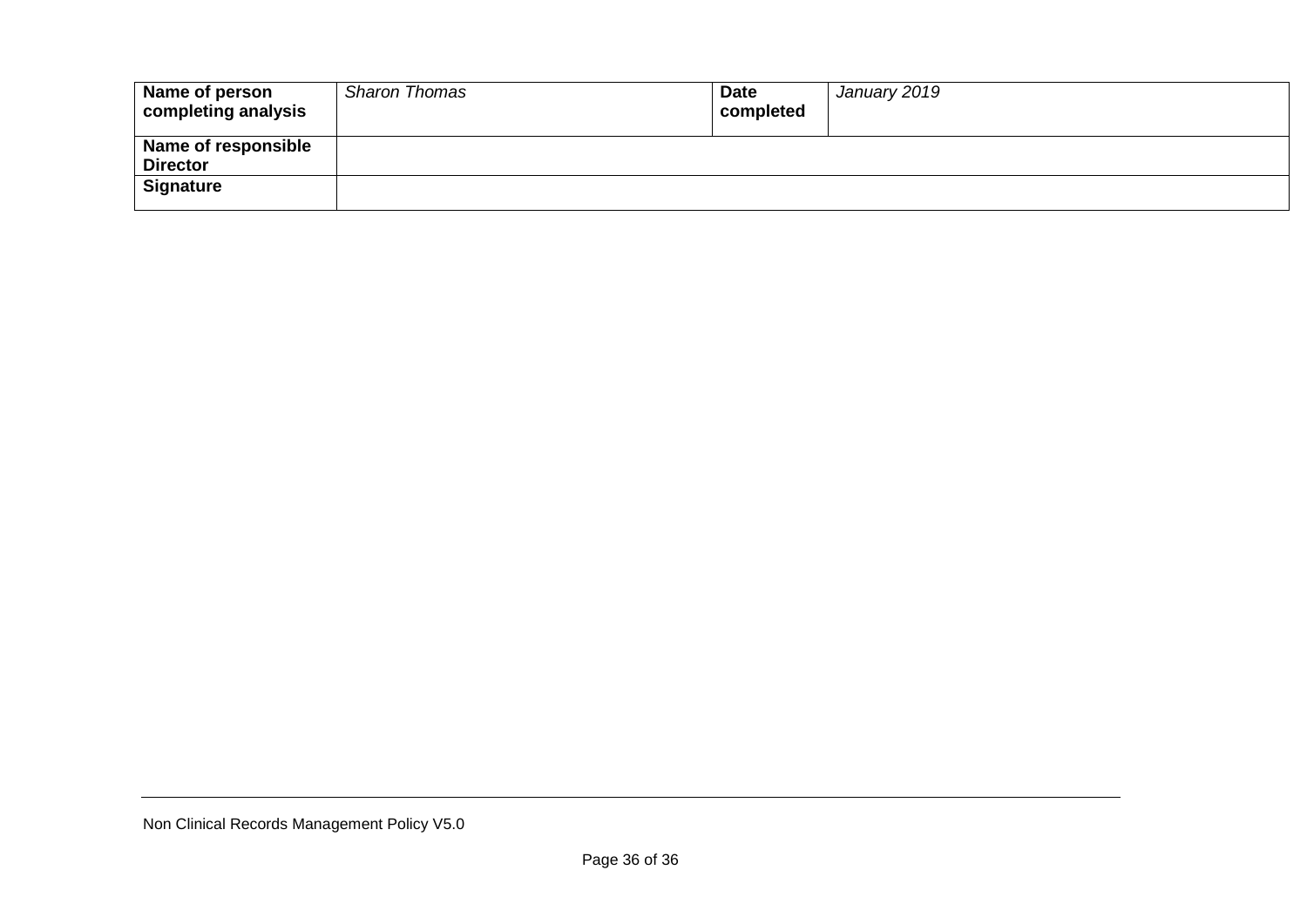| | | | |
|---|---|---|---|
| **Name of person completing analysis** | *Sharon Thomas* | **Date completed** | *January 2019* |
| **Name of responsible Director** | | | |
| **Signature** | | | |